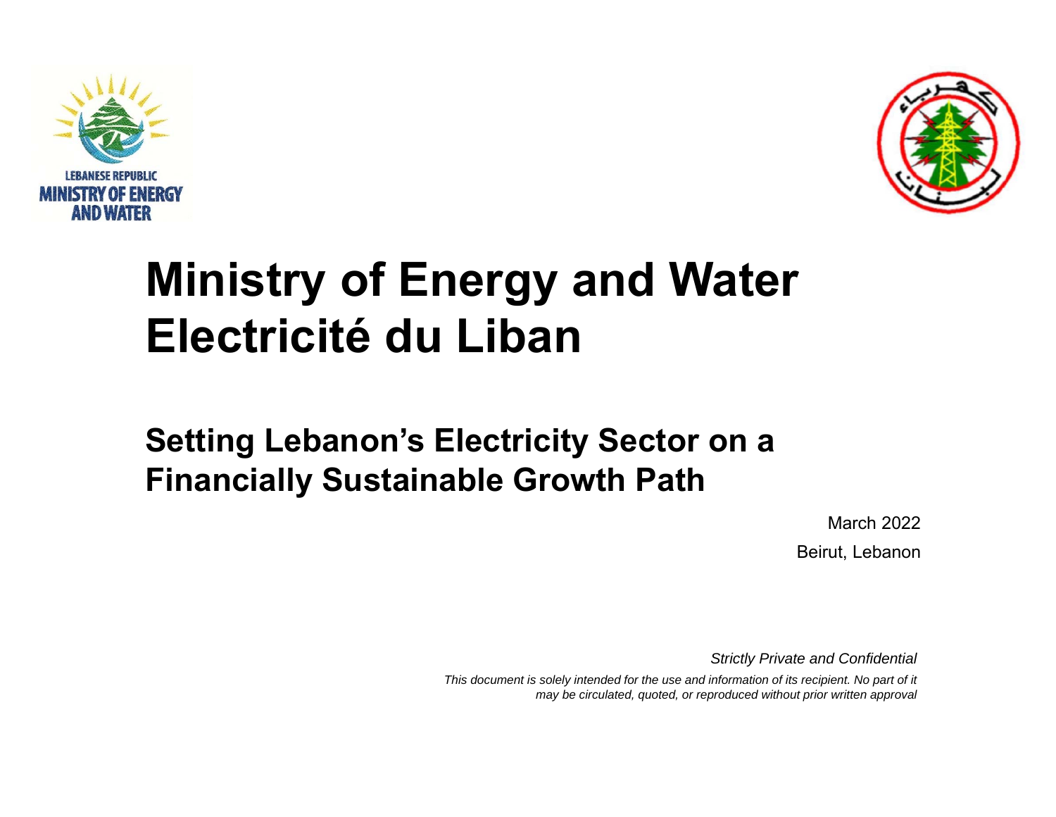LEBANESE REPUBLIC
MINISTRY OF ENERGY AND WATER

# Ministry of Energy and Water
# Electricité du Liban

## Setting Lebanon's Electricity Sector on a Financially Sustainable Growth Path

March 2022

Beirut, Lebanon

*Strictly Private and Confidential*

*This document is solely intended for the use and information of its recipient. No part of it may be circulated, quoted, or reproduced without prior written approval*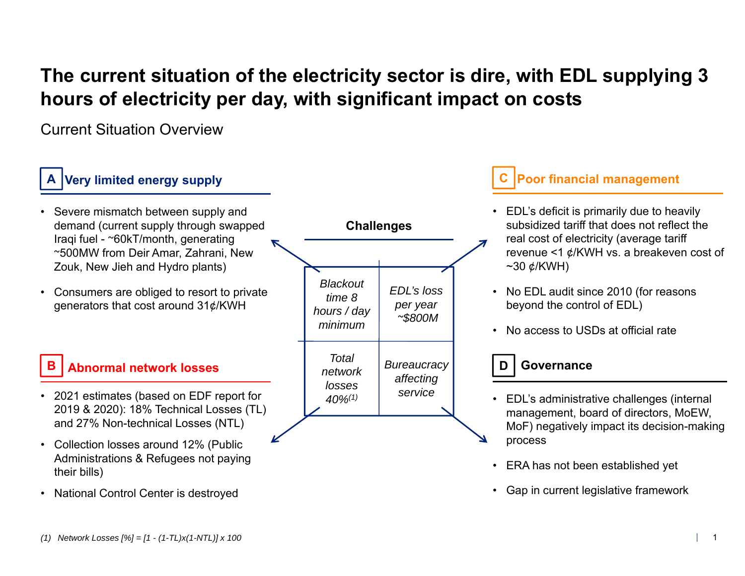# The current situation of the electricity sector is dire, with EDL supplying 3 hours of electricity per day, with significant impact on costs

Current Situation Overview

## Challenges

| *Blackout time 8 hours / day minimum* | *EDL's loss per year ~$800M* |
|---|---|
| *Total network losses 40%(1)* | *Bureaucracy affecting service* |

### A Very limited energy supply

- Severe mismatch between supply and demand (current supply through swapped Iraqi fuel - ~60kT/month, generating ~500MW from Deir Amar, Zahrani, New Zouk, New Jieh and Hydro plants)
- Consumers are obliged to resort to private generators that cost around 31¢/KWH

### B Abnormal network losses

- 2021 estimates (based on EDF report for 2019 & 2020): 18% Technical Losses (TL) and 27% Non-technical Losses (NTL)
- Collection losses around 12% (Public Administrations & Refugees not paying their bills)
- National Control Center is destroyed

### C Poor financial management

- EDL's deficit is primarily due to heavily subsidized tariff that does not reflect the real cost of electricity (average tariff revenue <1 ¢/KWH vs. a breakeven cost of ~30 ¢/KWH)
- No EDL audit since 2010 (for reasons beyond the control of EDL)
- No access to USDs at official rate

### D Governance

- EDL's administrative challenges (internal management, board of directors, MoEW, MoF) negatively impact its decision-making process
- ERA has not been established yet
- Gap in current legislative framework

*(1) Network Losses [%] = [1 - (1-TL)x(1-NTL)] x 100*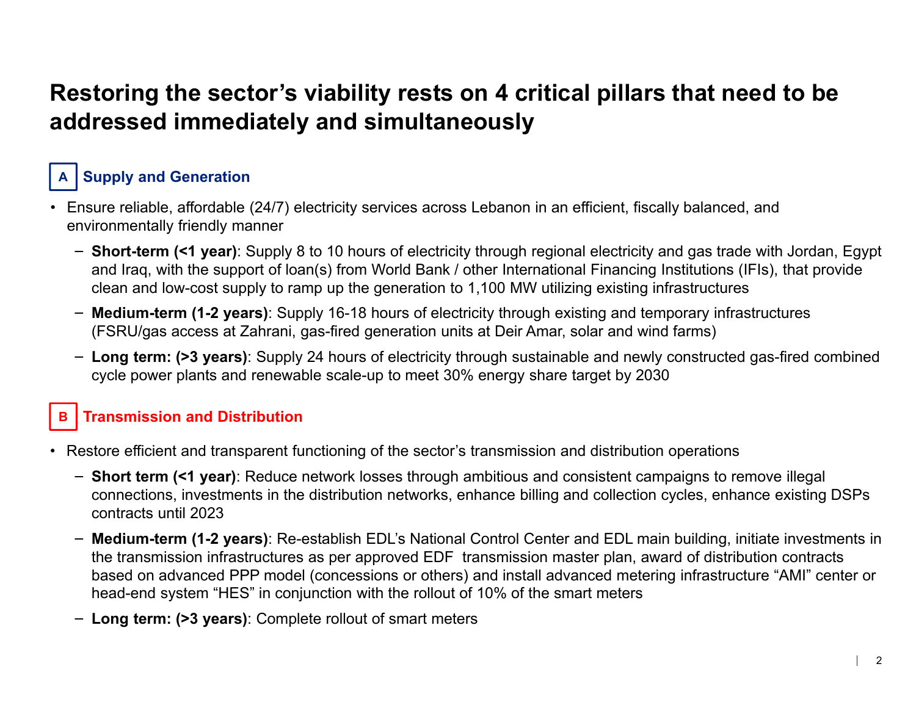# Restoring the sector's viability rests on 4 critical pillars that need to be addressed immediately and simultaneously

## A Supply and Generation

- Ensure reliable, affordable (24/7) electricity services across Lebanon in an efficient, fiscally balanced, and environmentally friendly manner
  - **Short-term (<1 year)**: Supply 8 to 10 hours of electricity through regional electricity and gas trade with Jordan, Egypt and Iraq, with the support of loan(s) from World Bank / other International Financing Institutions (IFIs), that provide clean and low-cost supply to ramp up the generation to 1,100 MW utilizing existing infrastructures
  - **Medium-term (1-2 years)**: Supply 16-18 hours of electricity through existing and temporary infrastructures (FSRU/gas access at Zahrani, gas-fired generation units at Deir Amar, solar and wind farms)
  - **Long term: (>3 years)**: Supply 24 hours of electricity through sustainable and newly constructed gas-fired combined cycle power plants and renewable scale-up to meet 30% energy share target by 2030

## B Transmission and Distribution

- Restore efficient and transparent functioning of the sector's transmission and distribution operations
  - **Short term (<1 year)**: Reduce network losses through ambitious and consistent campaigns to remove illegal connections, investments in the distribution networks, enhance billing and collection cycles, enhance existing DSPs contracts until 2023
  - **Medium-term (1-2 years)**: Re-establish EDL's National Control Center and EDL main building, initiate investments in the transmission infrastructures as per approved EDF transmission master plan, award of distribution contracts based on advanced PPP model (concessions or others) and install advanced metering infrastructure "AMI" center or head-end system "HES" in conjunction with the rollout of 10% of the smart meters
  - **Long term: (>3 years)**: Complete rollout of smart meters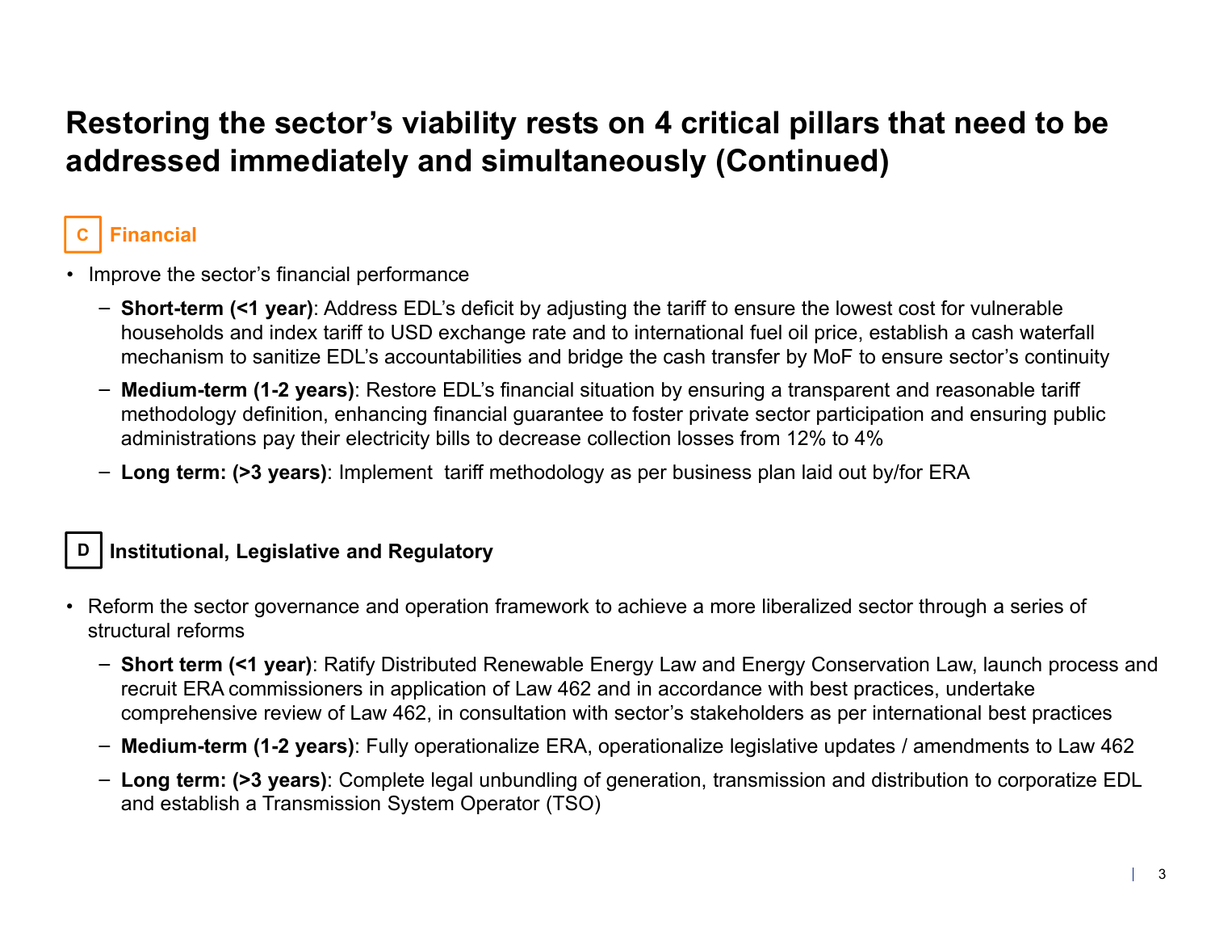# Restoring the sector's viability rests on 4 critical pillars that need to be addressed immediately and simultaneously (Continued)

## C Financial

- Improve the sector's financial performance
  - **Short-term (<1 year)**: Address EDL's deficit by adjusting the tariff to ensure the lowest cost for vulnerable households and index tariff to USD exchange rate and to international fuel oil price, establish a cash waterfall mechanism to sanitize EDL's accountabilities and bridge the cash transfer by MoF to ensure sector's continuity
  - **Medium-term (1-2 years)**: Restore EDL's financial situation by ensuring a transparent and reasonable tariff methodology definition, enhancing financial guarantee to foster private sector participation and ensuring public administrations pay their electricity bills to decrease collection losses from 12% to 4%
  - **Long term: (>3 years)**: Implement tariff methodology as per business plan laid out by/for ERA

## D Institutional, Legislative and Regulatory

- Reform the sector governance and operation framework to achieve a more liberalized sector through a series of structural reforms
  - **Short term (<1 year)**: Ratify Distributed Renewable Energy Law and Energy Conservation Law, launch process and recruit ERA commissioners in application of Law 462 and in accordance with best practices, undertake comprehensive review of Law 462, in consultation with sector's stakeholders as per international best practices
  - **Medium-term (1-2 years)**: Fully operationalize ERA, operationalize legislative updates / amendments to Law 462
  - **Long term: (>3 years)**: Complete legal unbundling of generation, transmission and distribution to corporatize EDL and establish a Transmission System Operator (TSO)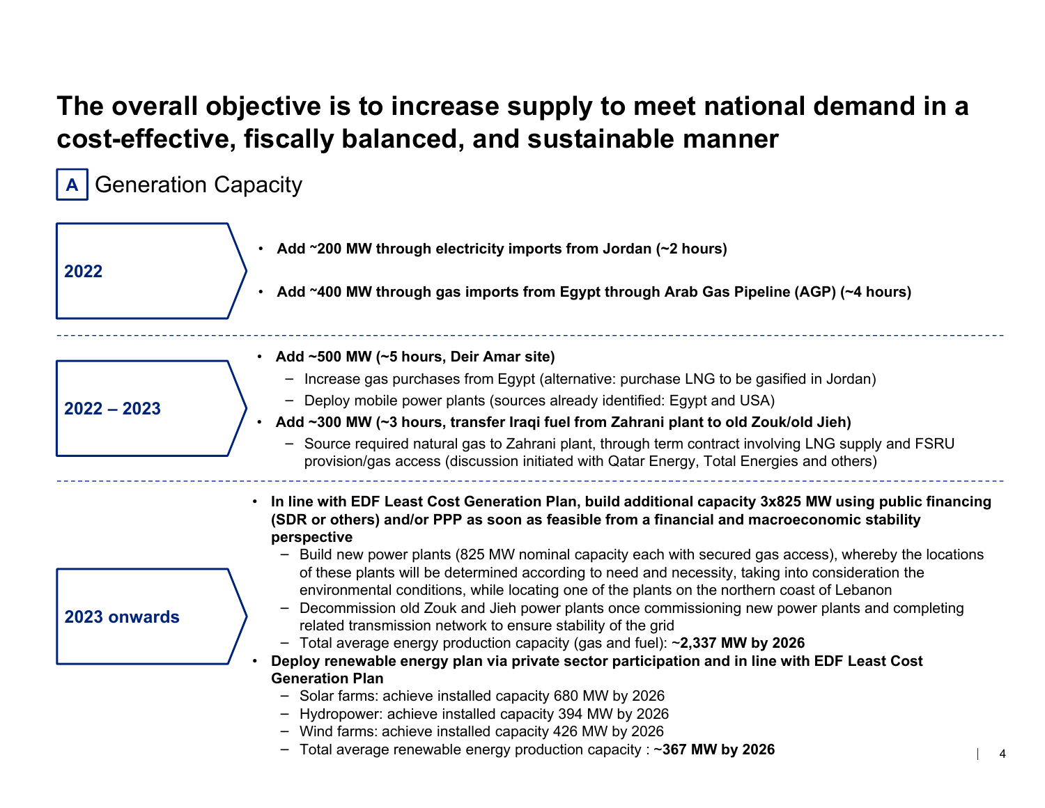# The overall objective is to increase supply to meet national demand in a cost-effective, fiscally balanced, and sustainable manner

## A Generation Capacity

### 2022

- **Add ~200 MW through electricity imports from Jordan (~2 hours)**
- **Add ~400 MW through gas imports from Egypt through Arab Gas Pipeline (AGP) (~4 hours)**

---

### 2022 – 2023

- **Add ~500 MW (~5 hours, Deir Amar site)**
  - Increase gas purchases from Egypt (alternative: purchase LNG to be gasified in Jordan)
  - Deploy mobile power plants (sources already identified: Egypt and USA)
- **Add ~300 MW (~3 hours, transfer Iraqi fuel from Zahrani plant to old Zouk/old Jieh)**
  - Source required natural gas to Zahrani plant, through term contract involving LNG supply and FSRU provision/gas access (discussion initiated with Qatar Energy, Total Energies and others)

---

### 2023 onwards

- **In line with EDF Least Cost Generation Plan, build additional capacity 3x825 MW using public financing (SDR or others) and/or PPP as soon as feasible from a financial and macroeconomic stability perspective**
  - Build new power plants (825 MW nominal capacity each with secured gas access), whereby the locations of these plants will be determined according to need and necessity, taking into consideration the environmental conditions, while locating one of the plants on the northern coast of Lebanon
  - Decommission old Zouk and Jieh power plants once commissioning new power plants and completing related transmission network to ensure stability of the grid
  - Total average energy production capacity (gas and fuel): **~2,337 MW by 2026**
- **Deploy renewable energy plan via private sector participation and in line with EDF Least Cost Generation Plan**
  - Solar farms: achieve installed capacity 680 MW by 2026
  - Hydropower: achieve installed capacity 394 MW by 2026
  - Wind farms: achieve installed capacity 426 MW by 2026
  - Total average renewable energy production capacity : **~367 MW by 2026**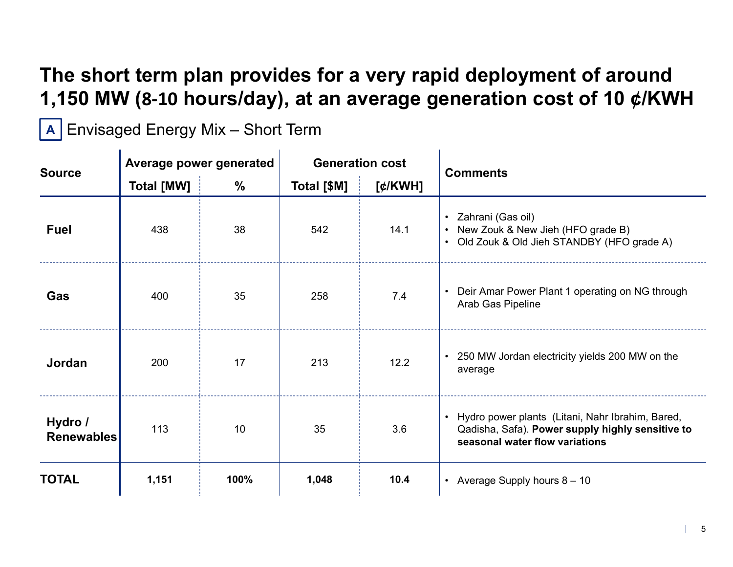# The short term plan provides for a very rapid deployment of around 1,150 MW (8-10 hours/day), at an average generation cost of 10 ¢/KWH

**A** Envisaged Energy Mix – Short Term

| Source | Average power generated | | Generation cost | | Comments |
|---|---|---|---|---|---|
| | Total [MW] | % | Total [$M] | [¢/KWH] | |
| **Fuel** | 438 | 38 | 542 | 14.1 | • Zahrani (Gas oil)<br>• New Zouk & New Jieh (HFO grade B)<br>• Old Zouk & Old Jieh STANDBY (HFO grade A) |
| **Gas** | 400 | 35 | 258 | 7.4 | • Deir Amar Power Plant 1 operating on NG through Arab Gas Pipeline |
| **Jordan** | 200 | 17 | 213 | 12.2 | • 250 MW Jordan electricity yields 200 MW on the average |
| **Hydro / Renewables** | 113 | 10 | 35 | 3.6 | • Hydro power plants (Litani, Nahr Ibrahim, Bared, Qadisha, Safa). **Power supply highly sensitive to seasonal water flow variations** |
| **TOTAL** | **1,151** | **100%** | **1,048** | **10.4** | • Average Supply hours 8 – 10 |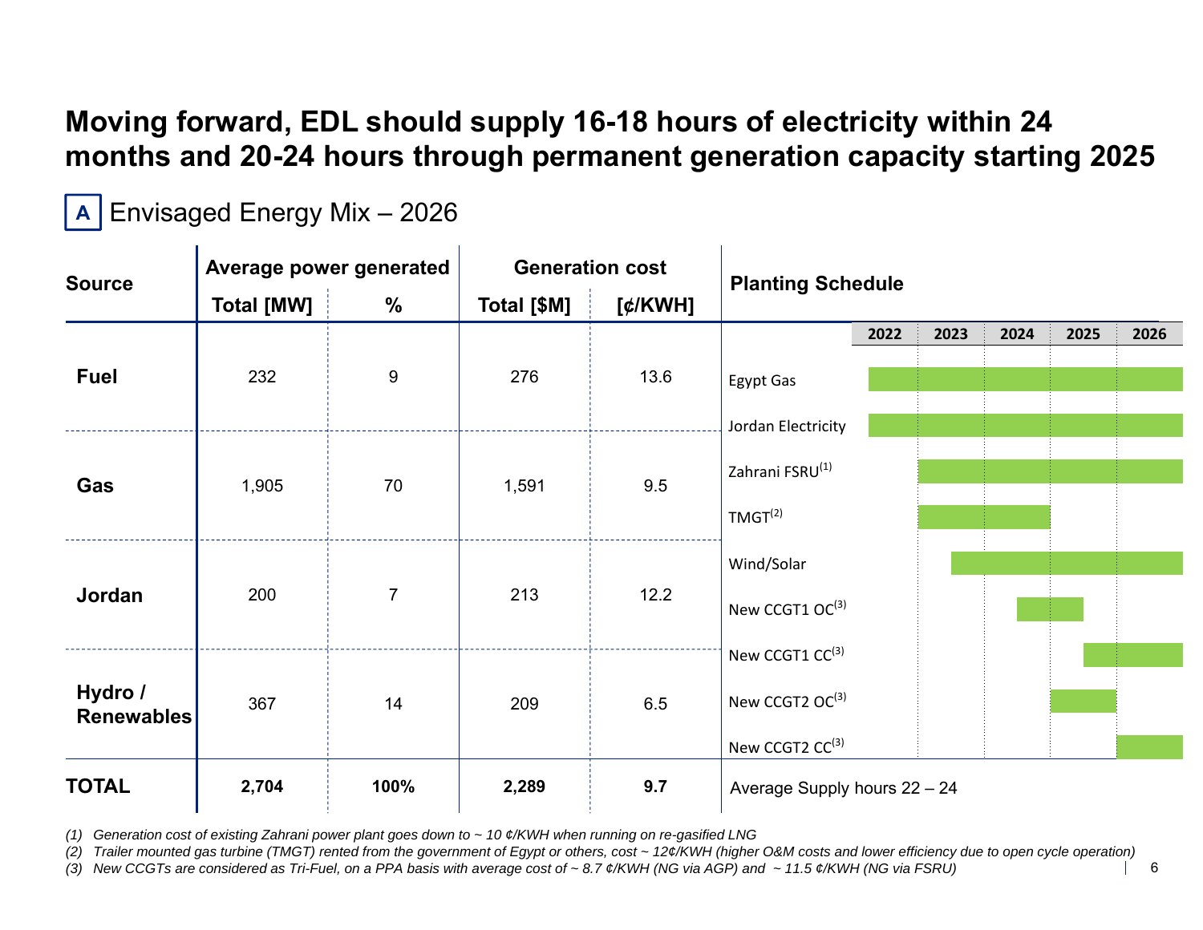# Moving forward, EDL should supply 16-18 hours of electricity within 24 months and 20-24 hours through permanent generation capacity starting 2025

## A Envisaged Energy Mix – 2026

| Source | Average power generated | | Generation cost | |
|---|---|---|---|---|
| | Total [MW] | % | Total [$M] | [¢/KWH] |
| **Fuel** | 232 | 9 | 276 | 13.6 |
| **Gas** | 1,905 | 70 | 1,591 | 9.5 |
| **Jordan** | 200 | 7 | 213 | 12.2 |
| **Hydro / Renewables** | 367 | 14 | 209 | 6.5 |
| **TOTAL** | **2,704** | **100%** | **2,289** | **9.7** |

**Planting Schedule**

| | 2022 | 2023 | 2024 | 2025 | 2026 |
|---|---|---|---|---|---|
| Egypt Gas | X | X | X | X | X |
| Jordan Electricity | X | X | X | X | X |
| Zahrani FSRU[1] | | X | X | X | X |
| TMGT[2] | | X | X | | |
| Wind/Solar | | X | X | X | X |
| New CCGT1 OC[3] | | | X | | |
| New CCGT1 CC[3] | | | | X | X |
| New CCGT2 OC[3] | | | | X | |
| New CCGT2 CC[3] | | | | | X |

Average Supply hours 22 – 24

*(1) Generation cost of existing Zahrani power plant goes down to ~ 10 ¢/KWH when running on re-gasified LNG*

*(2) Trailer mounted gas turbine (TMGT) rented from the government of Egypt or others, cost ~ 12¢/KWH (higher O&M costs and lower efficiency due to open cycle operation)*

*(3) New CCGTs are considered as Tri-Fuel, on a PPA basis with average cost of ~ 8.7 ¢/KWH (NG via AGP) and ~ 11.5 ¢/KWH (NG via FSRU)*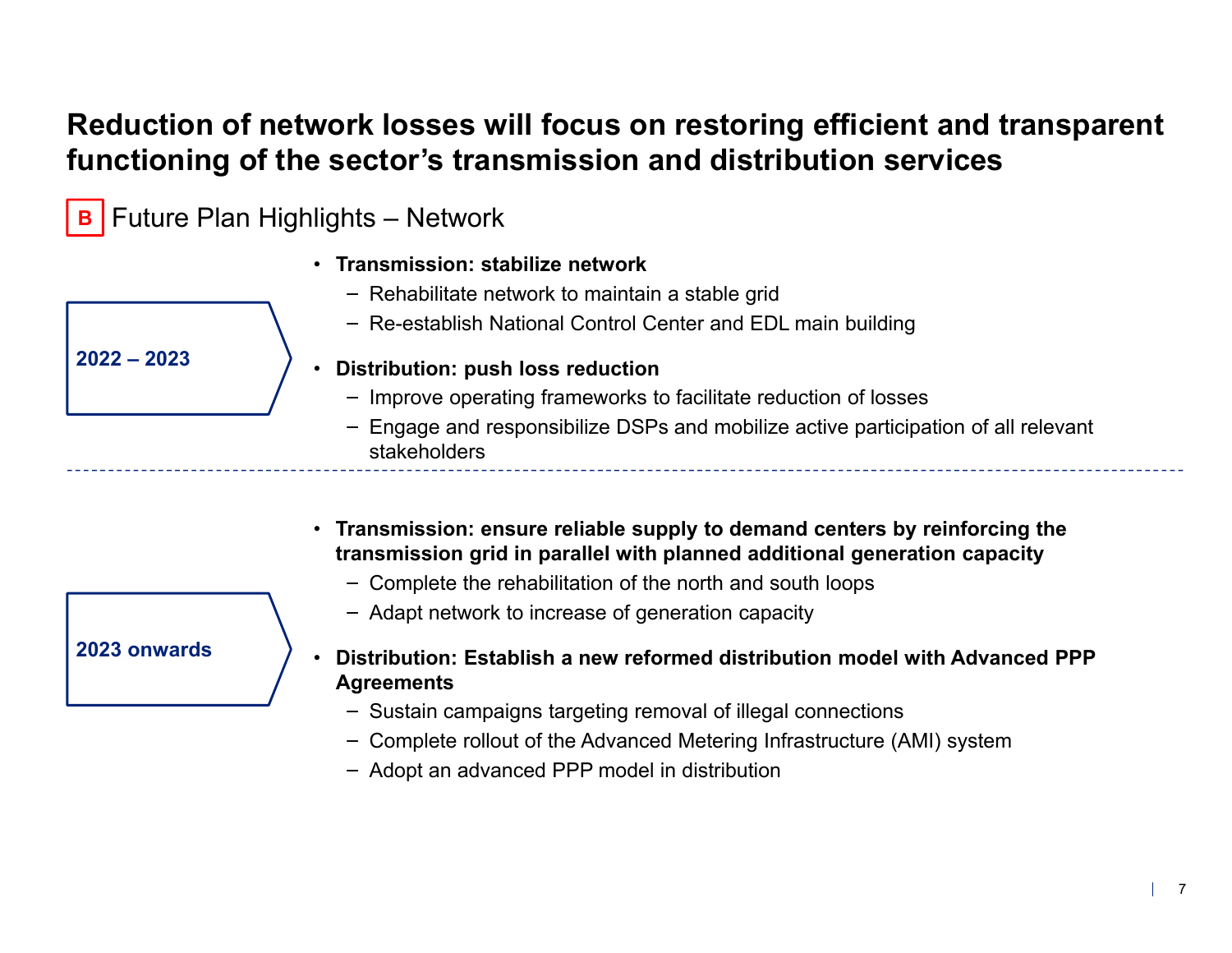# Reduction of network losses will focus on restoring efficient and transparent functioning of the sector's transmission and distribution services

## B Future Plan Highlights – Network

### 2022 – 2023

- **Transmission: stabilize network**
  - Rehabilitate network to maintain a stable grid
  - Re-establish National Control Center and EDL main building
- **Distribution: push loss reduction**
  - Improve operating frameworks to facilitate reduction of losses
  - Engage and responsibilize DSPs and mobilize active participation of all relevant stakeholders

---

### 2023 onwards

- **Transmission: ensure reliable supply to demand centers by reinforcing the transmission grid in parallel with planned additional generation capacity**
  - Complete the rehabilitation of the north and south loops
  - Adapt network to increase of generation capacity
- **Distribution: Establish a new reformed distribution model with Advanced PPP Agreements**
  - Sustain campaigns targeting removal of illegal connections
  - Complete rollout of the Advanced Metering Infrastructure (AMI) system
  - Adopt an advanced PPP model in distribution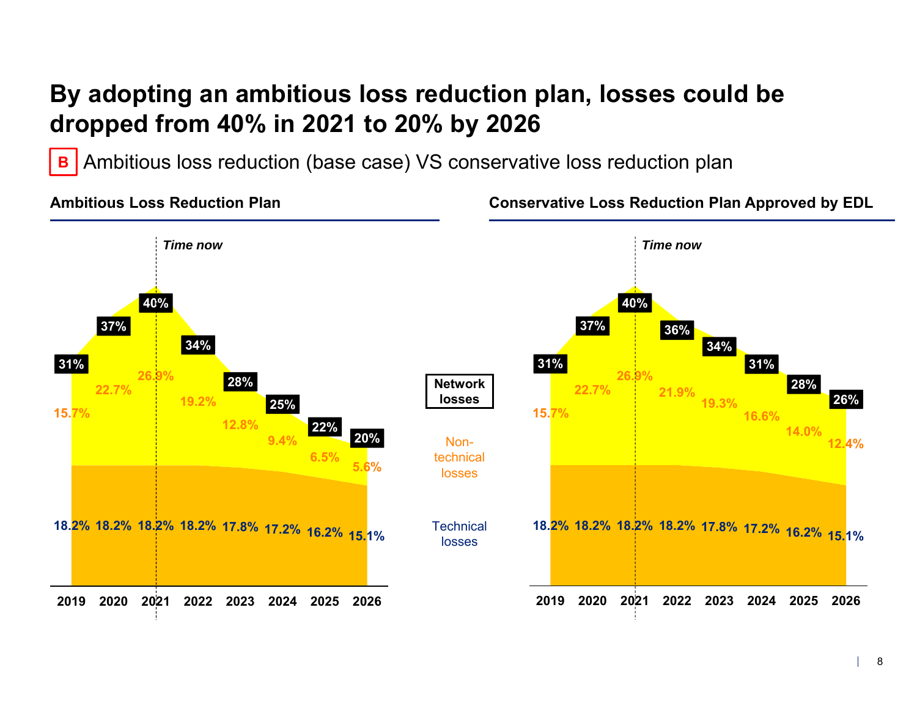# By adopting an ambitious loss reduction plan, losses could be dropped from 40% in 2021 to 20% by 2026

**B** Ambitious loss reduction (base case) VS conservative loss reduction plan

### Ambitious Loss Reduction Plan

*Time now* (2021)

| | 2019 | 2020 | 2021 | 2022 | 2023 | 2024 | 2025 | 2026 |
|---|---|---|---|---|---|---|---|---|
| Network losses | 31% | 37% | 40% | 34% | 28% | 25% | 22% | 20% |
| Non-technical losses | 15.7% | 22.7% | 26.9% | 19.2% | 12.8% | 9.4% | 6.5% | 5.6% |
| Technical losses | 18.2% | 18.2% | 18.2% | 18.2% | 17.8% | 17.2% | 16.2% | 15.1% |

### Conservative Loss Reduction Plan Approved by EDL

*Time now* (2021)

| | 2019 | 2020 | 2021 | 2022 | 2023 | 2024 | 2025 | 2026 |
|---|---|---|---|---|---|---|---|---|
| Network losses | 31% | 37% | 40% | 36% | 34% | 31% | 28% | 26% |
| Non-technical losses | 15.7% | 22.7% | 26.9% | 21.9% | 19.3% | 16.6% | 14.0% | 12.4% |
| Technical losses | 18.2% | 18.2% | 18.2% | 18.2% | 17.8% | 17.2% | 16.2% | 15.1% |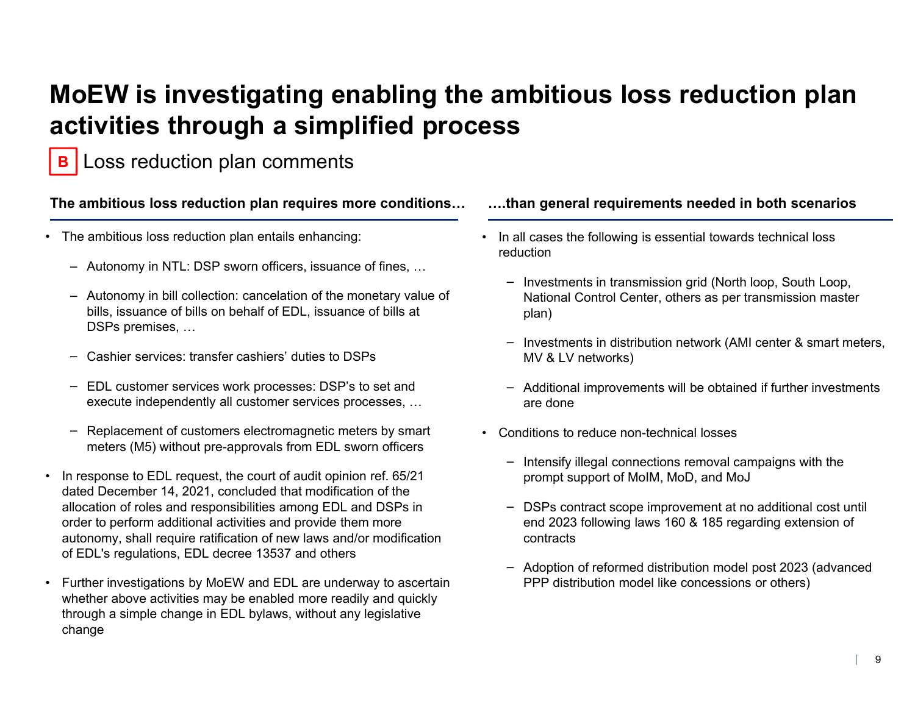# MoEW is investigating enabling the ambitious loss reduction plan activities through a simplified process

## B Loss reduction plan comments

**The ambitious loss reduction plan requires more conditions…**

- The ambitious loss reduction plan entails enhancing:
  - Autonomy in NTL: DSP sworn officers, issuance of fines, …
  - Autonomy in bill collection: cancelation of the monetary value of bills, issuance of bills on behalf of EDL, issuance of bills at DSPs premises, …
  - Cashier services: transfer cashiers' duties to DSPs
  - EDL customer services work processes: DSP's to set and execute independently all customer services processes, …
  - Replacement of customers electromagnetic meters by smart meters (M5) without pre-approvals from EDL sworn officers
- In response to EDL request, the court of audit opinion ref. 65/21 dated December 14, 2021, concluded that modification of the allocation of roles and responsibilities among EDL and DSPs in order to perform additional activities and provide them more autonomy, shall require ratification of new laws and/or modification of EDL's regulations, EDL decree 13537 and others
- Further investigations by MoEW and EDL are underway to ascertain whether above activities may be enabled more readily and quickly through a simple change in EDL bylaws, without any legislative change

**….than general requirements needed in both scenarios**

- In all cases the following is essential towards technical loss reduction
  - Investments in transmission grid (North loop, South Loop, National Control Center, others as per transmission master plan)
  - Investments in distribution network (AMI center & smart meters, MV & LV networks)
  - Additional improvements will be obtained if further investments are done
- Conditions to reduce non-technical losses
  - Intensify illegal connections removal campaigns with the prompt support of MoIM, MoD, and MoJ
  - DSPs contract scope improvement at no additional cost until end 2023 following laws 160 & 185 regarding extension of contracts
  - Adoption of reformed distribution model post 2023 (advanced PPP distribution model like concessions or others)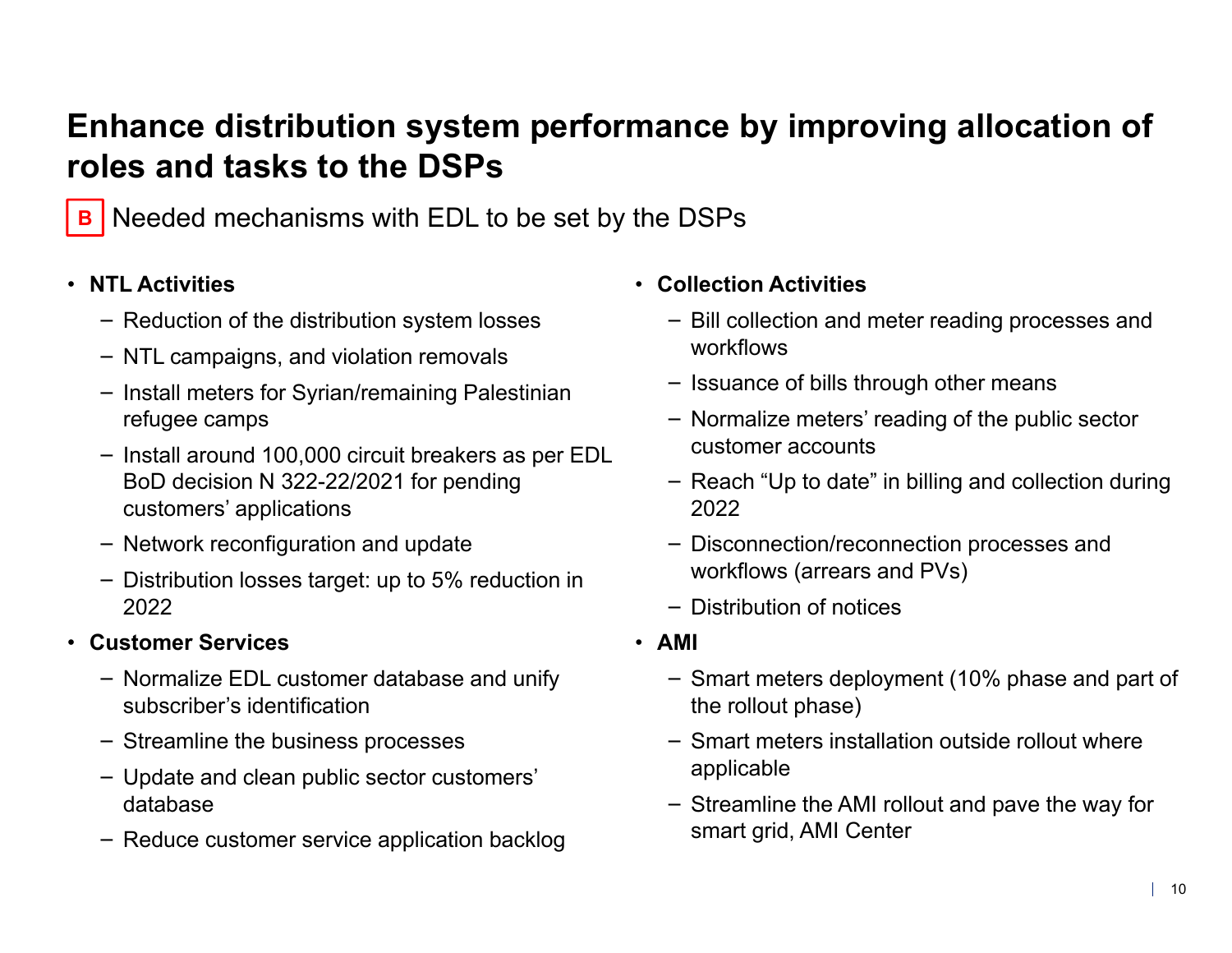# Enhance distribution system performance by improving allocation of roles and tasks to the DSPs

**B** Needed mechanisms with EDL to be set by the DSPs

- **NTL Activities**
  - Reduction of the distribution system losses
  - NTL campaigns, and violation removals
  - Install meters for Syrian/remaining Palestinian refugee camps
  - Install around 100,000 circuit breakers as per EDL BoD decision N 322-22/2021 for pending customers' applications
  - Network reconfiguration and update
  - Distribution losses target: up to 5% reduction in 2022
- **Customer Services**
  - Normalize EDL customer database and unify subscriber's identification
  - Streamline the business processes
  - Update and clean public sector customers' database
  - Reduce customer service application backlog
- **Collection Activities**
  - Bill collection and meter reading processes and workflows
  - Issuance of bills through other means
  - Normalize meters' reading of the public sector customer accounts
  - Reach "Up to date" in billing and collection during 2022
  - Disconnection/reconnection processes and workflows (arrears and PVs)
  - Distribution of notices
- **AMI**
  - Smart meters deployment (10% phase and part of the rollout phase)
  - Smart meters installation outside rollout where applicable
  - Streamline the AMI rollout and pave the way for smart grid, AMI Center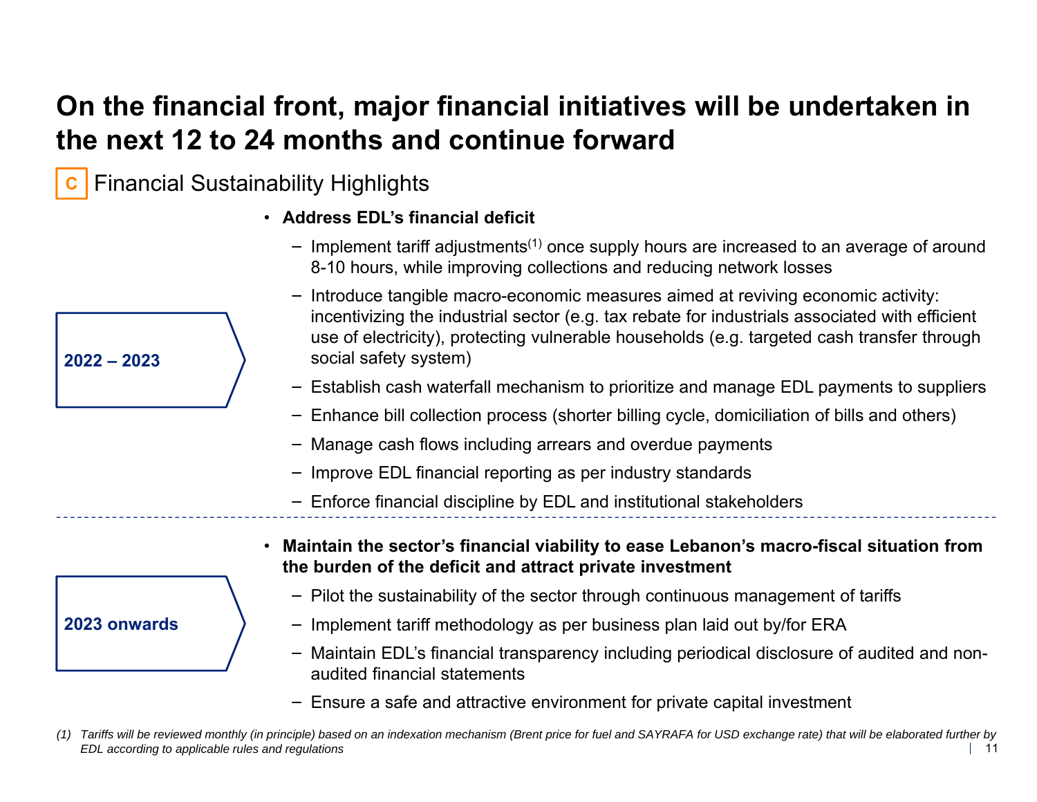# On the financial front, major financial initiatives will be undertaken in the next 12 to 24 months and continue forward

## C Financial Sustainability Highlights

**2022 – 2023**

- **Address EDL's financial deficit**
  - Implement tariff adjustments[1] once supply hours are increased to an average of around 8-10 hours, while improving collections and reducing network losses
  - Introduce tangible macro-economic measures aimed at reviving economic activity: incentivizing the industrial sector (e.g. tax rebate for industrials associated with efficient use of electricity), protecting vulnerable households (e.g. targeted cash transfer through social safety system)
  - Establish cash waterfall mechanism to prioritize and manage EDL payments to suppliers
  - Enhance bill collection process (shorter billing cycle, domiciliation of bills and others)
  - Manage cash flows including arrears and overdue payments
  - Improve EDL financial reporting as per industry standards
  - Enforce financial discipline by EDL and institutional stakeholders

---

**2023 onwards**

- **Maintain the sector's financial viability to ease Lebanon's macro-fiscal situation from the burden of the deficit and attract private investment**
  - Pilot the sustainability of the sector through continuous management of tariffs
  - Implement tariff methodology as per business plan laid out by/for ERA
  - Maintain EDL's financial transparency including periodical disclosure of audited and non-audited financial statements
  - Ensure a safe and attractive environment for private capital investment

*(1) Tariffs will be reviewed monthly (in principle) based on an indexation mechanism (Brent price for fuel and SAYRAFA for USD exchange rate) that will be elaborated further by EDL according to applicable rules and regulations*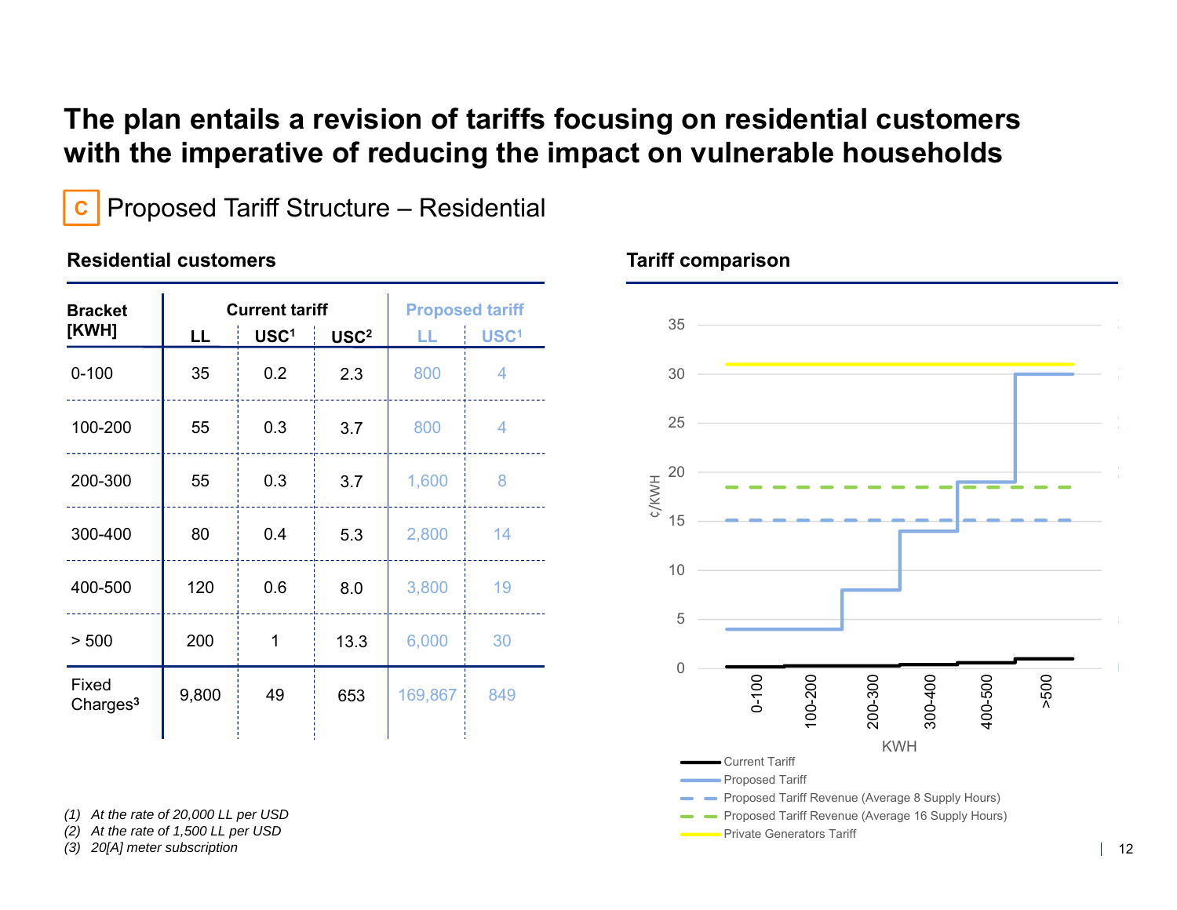# The plan entails a revision of tariffs focusing on residential customers with the imperative of reducing the impact on vulnerable households

## C Proposed Tariff Structure – Residential

### Residential customers

| Bracket [KWH] | Current tariff | | | Proposed tariff | |
|---|---|---|---|---|---|
| | LL | USC[1] | USC[2] | LL | USC[1] |
| 0-100 | 35 | 0.2 | 2.3 | 800 | 4 |
| 100-200 | 55 | 0.3 | 3.7 | 800 | 4 |
| 200-300 | 55 | 0.3 | 3.7 | 1,600 | 8 |
| 300-400 | 80 | 0.4 | 5.3 | 2,800 | 14 |
| 400-500 | 120 | 0.6 | 8.0 | 3,800 | 19 |
| > 500 | 200 | 1 | 13.3 | 6,000 | 30 |
| Fixed Charges[3] | 9,800 | 49 | 653 | 169,867 | 849 |

### Tariff comparison

¢/KWH

KWH: 0-100, 100-200, 200-300, 300-400, 400-500, >500

- Current Tariff
- Proposed Tariff
- Proposed Tariff Revenue (Average 8 Supply Hours)
- Proposed Tariff Revenue (Average 16 Supply Hours)
- Private Generators Tariff

*(1) At the rate of 20,000 LL per USD*
*(2) At the rate of 1,500 LL per USD*
*(3) 20[A] meter subscription*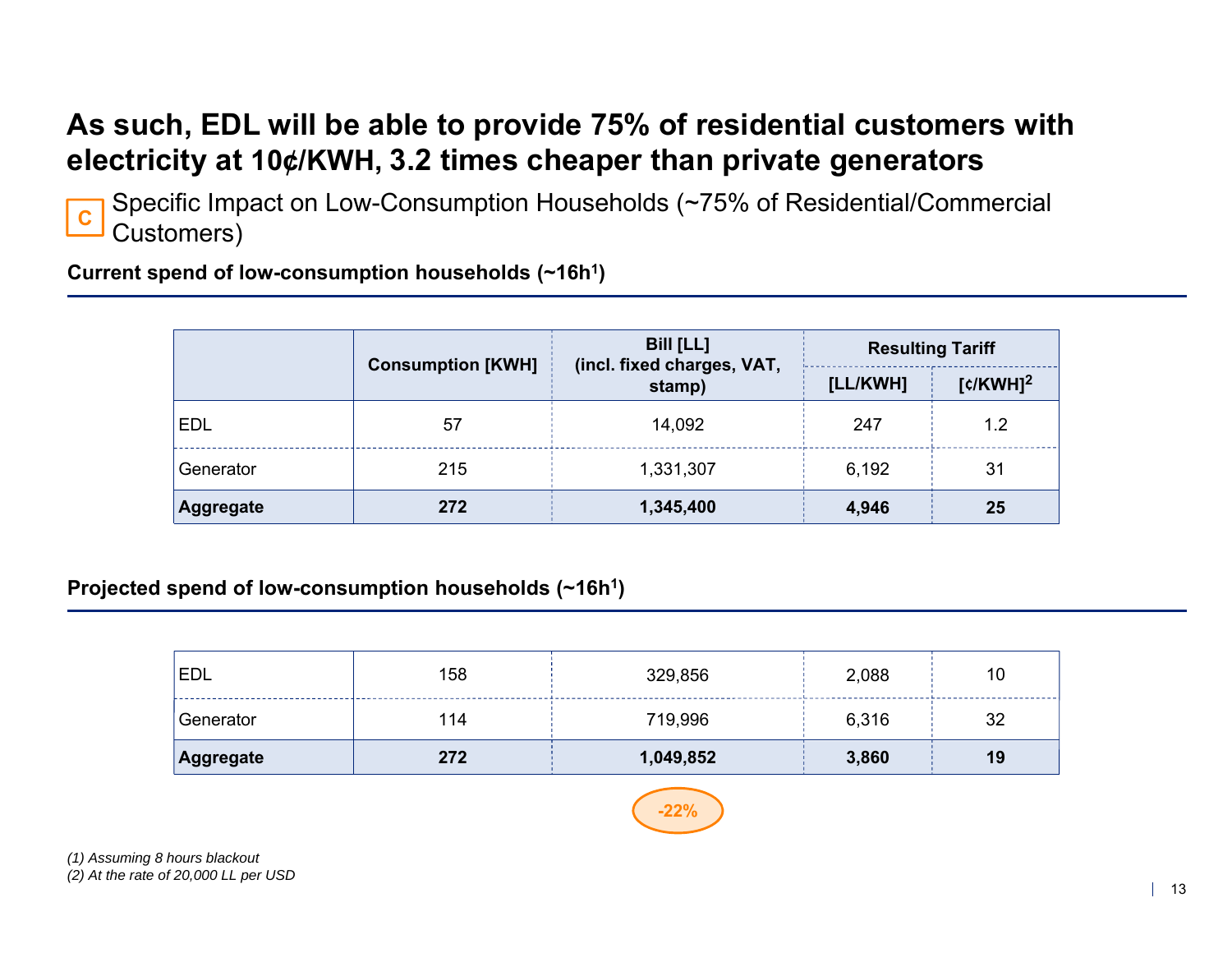# As such, EDL will be able to provide 75% of residential customers with electricity at 10¢/KWH, 3.2 times cheaper than private generators

C Specific Impact on Low-Consumption Households (~75% of Residential/Commercial Customers)

**Current spend of low-consumption households (~16h[1])**

| | Consumption [KWH] | Bill [LL] (incl. fixed charges, VAT, stamp) | Resulting Tariff | |
|---|---|---|---|---|
| | | | [LL/KWH] | [¢/KWH][2] |
| EDL | 57 | 14,092 | 247 | 1.2 |
| Generator | 215 | 1,331,307 | 6,192 | 31 |
| **Aggregate** | **272** | **1,345,400** | **4,946** | **25** |

**Projected spend of low-consumption households (~16h[1])**

| | Consumption [KWH] | Bill [LL] (incl. fixed charges, VAT, stamp) | [LL/KWH] | [¢/KWH][2] |
|---|---|---|---|---|
| EDL | 158 | 329,856 | 2,088 | 10 |
| Generator | 114 | 719,996 | 6,316 | 32 |
| **Aggregate** | **272** | **1,049,852** | **3,860** | **19** |

-22%

*(1) Assuming 8 hours blackout*
*(2) At the rate of 20,000 LL per USD*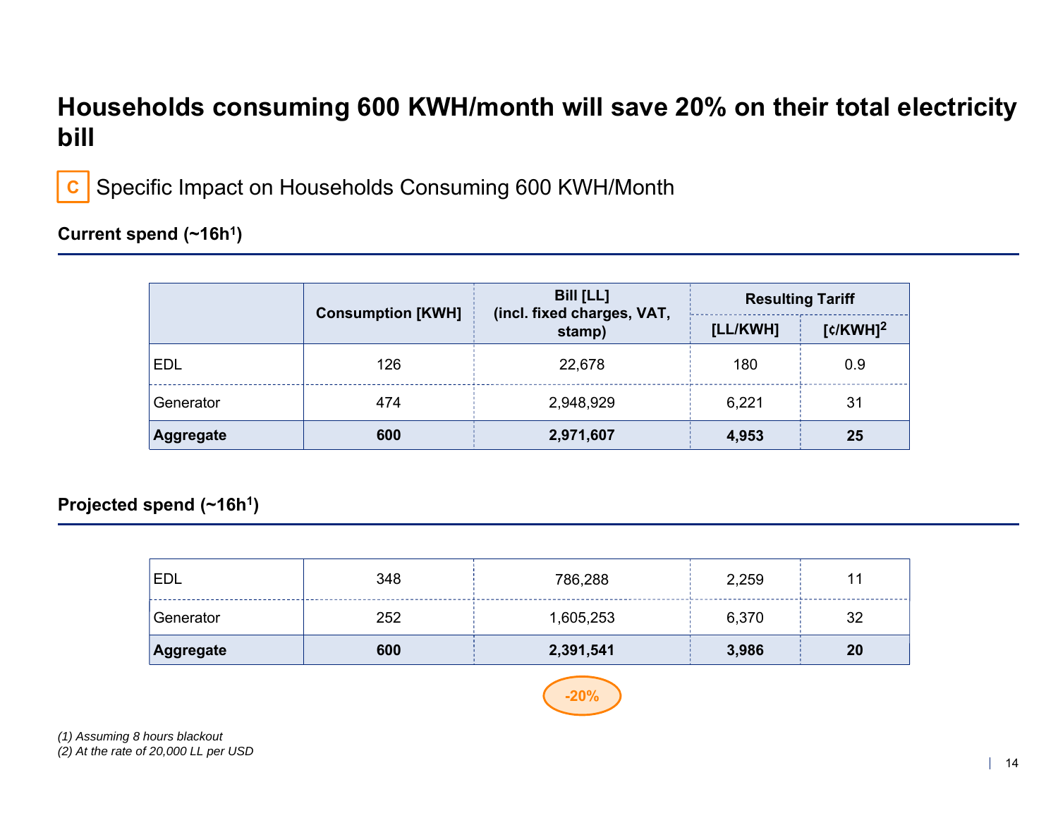# Households consuming 600 KWH/month will save 20% on their total electricity bill

**C** Specific Impact on Households Consuming 600 KWH/Month

### Current spend (~16h[1])

| | Consumption [KWH] | Bill [LL] (incl. fixed charges, VAT, stamp) | Resulting Tariff | |
|---|---|---|---|---|
| | | | [LL/KWH] | [¢/KWH][2] |
| EDL | 126 | 22,678 | 180 | 0.9 |
| Generator | 474 | 2,948,929 | 6,221 | 31 |
| **Aggregate** | **600** | **2,971,607** | **4,953** | **25** |

### Projected spend (~16h[1])

| | Consumption [KWH] | Bill [LL] (incl. fixed charges, VAT, stamp) | [LL/KWH] | [¢/KWH][2] |
|---|---|---|---|---|
| EDL | 348 | 786,288 | 2,259 | 11 |
| Generator | 252 | 1,605,253 | 6,370 | 32 |
| **Aggregate** | **600** | **2,391,541** | **3,986** | **20** |

**-20%**

*(1) Assuming 8 hours blackout*
*(2) At the rate of 20,000 LL per USD*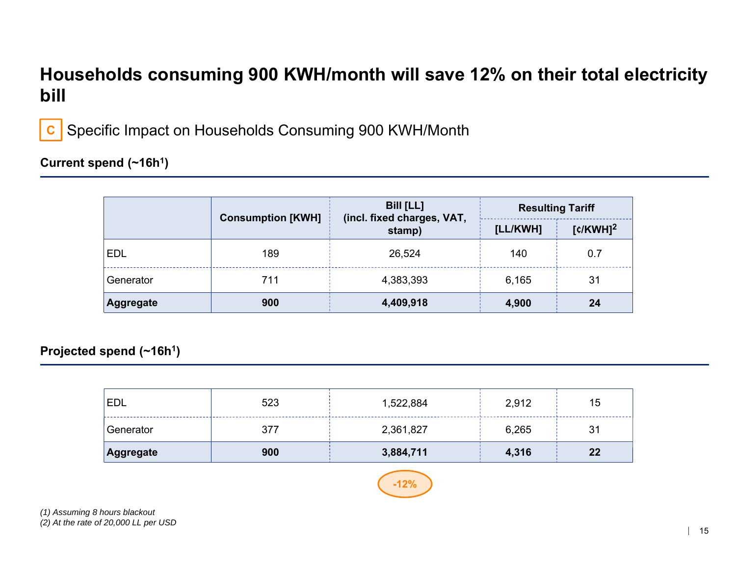# Households consuming 900 KWH/month will save 12% on their total electricity bill

C Specific Impact on Households Consuming 900 KWH/Month

### Current spend (~16h[1])

| | Consumption [KWH] | Bill [LL] (incl. fixed charges, VAT, stamp) | Resulting Tariff | |
|---|---|---|---|---|
| | | | [LL/KWH] | [¢/KWH][2] |
| EDL | 189 | 26,524 | 140 | 0.7 |
| Generator | 711 | 4,383,393 | 6,165 | 31 |
| **Aggregate** | **900** | **4,409,918** | **4,900** | **24** |

### Projected spend (~16h[1])

| | Consumption [KWH] | Bill [LL] (incl. fixed charges, VAT, stamp) | Resulting Tariff [LL/KWH] | Resulting Tariff [¢/KWH][2] |
|---|---|---|---|---|
| EDL | 523 | 1,522,884 | 2,912 | 15 |
| Generator | 377 | 2,361,827 | 6,265 | 31 |
| **Aggregate** | **900** | **3,884,711** | **4,316** | **22** |

-12%

*(1) Assuming 8 hours blackout*
*(2) At the rate of 20,000 LL per USD*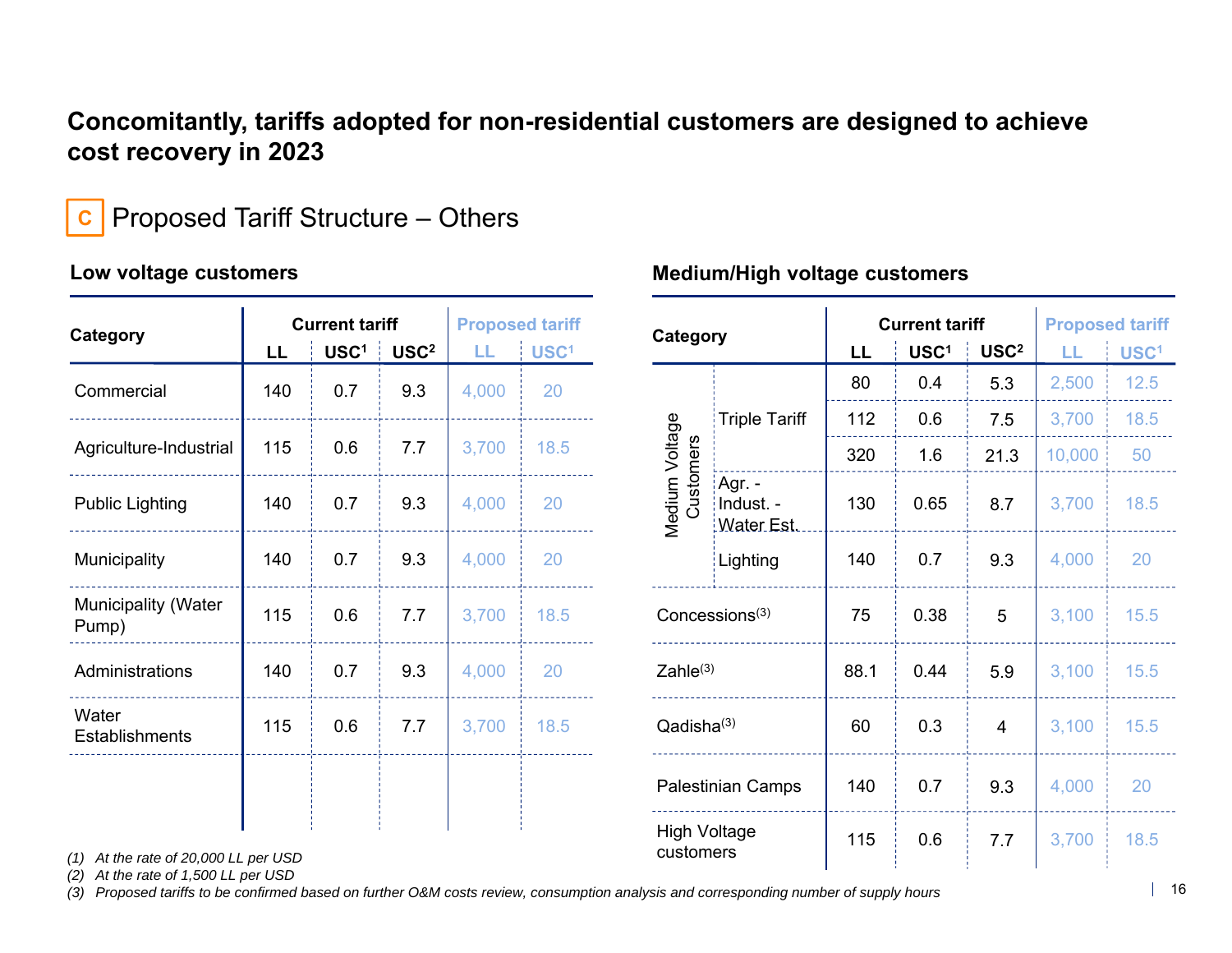# Concomitantly, tariffs adopted for non-residential customers are designed to achieve cost recovery in 2023

## C Proposed Tariff Structure – Others

### Low voltage customers

| Category | Current tariff | | | Proposed tariff | |
|---|---|---|---|---|---|
| | LL | USC[1] | USC[2] | LL | USC[1] |
| Commercial | 140 | 0.7 | 9.3 | 4,000 | 20 |
| Agriculture-Industrial | 115 | 0.6 | 7.7 | 3,700 | 18.5 |
| Public Lighting | 140 | 0.7 | 9.3 | 4,000 | 20 |
| Municipality | 140 | 0.7 | 9.3 | 4,000 | 20 |
| Municipality (Water Pump) | 115 | 0.6 | 7.7 | 3,700 | 18.5 |
| Administrations | 140 | 0.7 | 9.3 | 4,000 | 20 |
| Water Establishments | 115 | 0.6 | 7.7 | 3,700 | 18.5 |

### Medium/High voltage customers

| Category | | Current tariff | | | Proposed tariff | |
|---|---|---|---|---|---|---|
| | | LL | USC[1] | USC[2] | LL | USC[1] |
| Medium Voltage Customers | Triple Tariff | 80 | 0.4 | 5.3 | 2,500 | 12.5 |
| | | 112 | 0.6 | 7.5 | 3,700 | 18.5 |
| | | 320 | 1.6 | 21.3 | 10,000 | 50 |
| | Agr. - Indust. - Water Est. | 130 | 0.65 | 8.7 | 3,700 | 18.5 |
| | Lighting | 140 | 0.7 | 9.3 | 4,000 | 20 |
| Concessions[3] | | 75 | 0.38 | 5 | 3,100 | 15.5 |
| Zahle[3] | | 88.1 | 0.44 | 5.9 | 3,100 | 15.5 |
| Qadisha[3] | | 60 | 0.3 | 4 | 3,100 | 15.5 |
| Palestinian Camps | | 140 | 0.7 | 9.3 | 4,000 | 20 |
| High Voltage customers | | 115 | 0.6 | 7.7 | 3,700 | 18.5 |

*(1) At the rate of 20,000 LL per USD*
*(2) At the rate of 1,500 LL per USD*
*(3) Proposed tariffs to be confirmed based on further O&M costs review, consumption analysis and corresponding number of supply hours*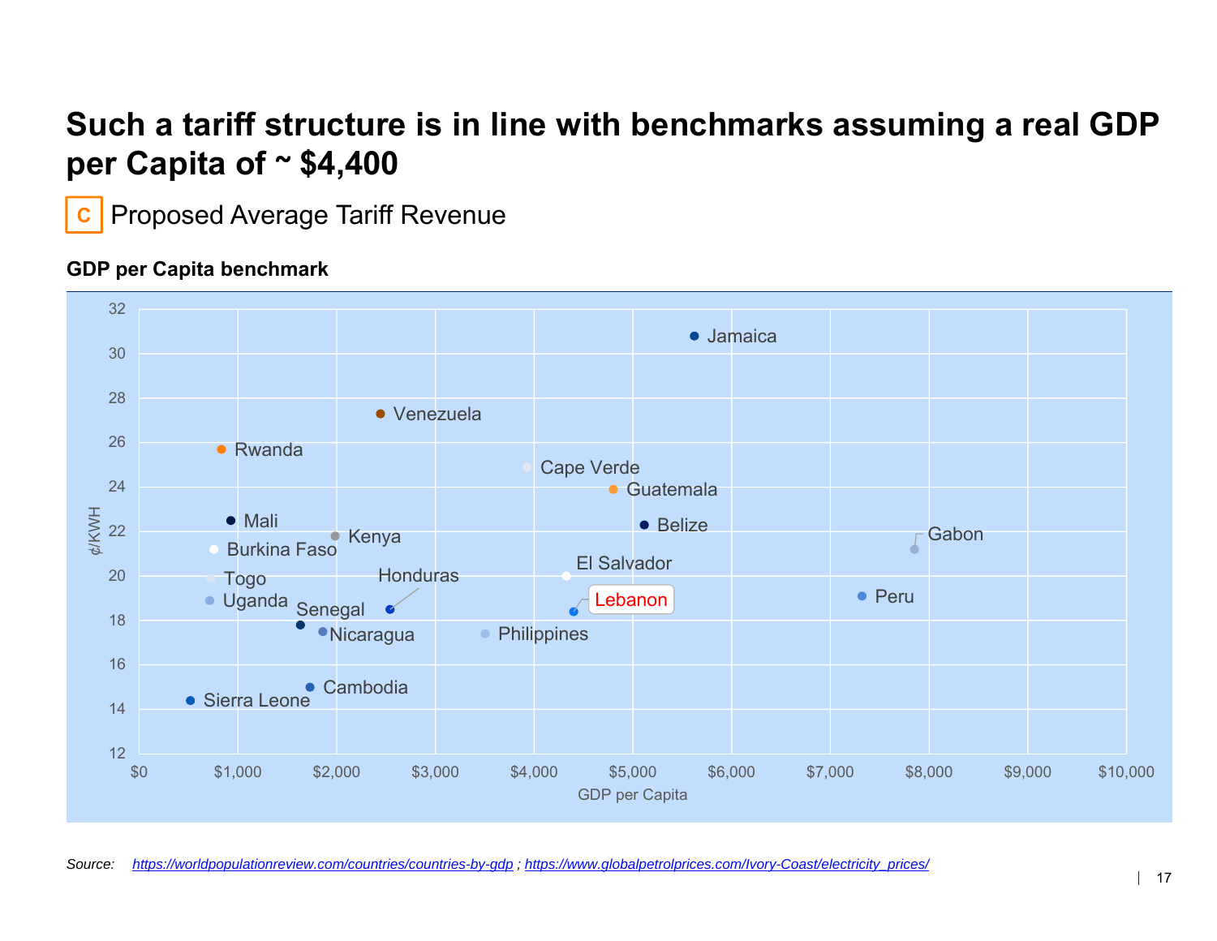# Such a tariff structure is in line with benchmarks assuming a real GDP per Capita of ~ $4,400

C Proposed Average Tariff Revenue

**GDP per Capita benchmark**

| Country | GDP per Capita (approx.) | ¢/KWH (approx.) |
|---|---|---|
| Jamaica | $5,600 | 30.8 |
| Venezuela | $2,450 | 27.3 |
| Rwanda | $850 | 25.7 |
| Cape Verde | $3,950 | 24.9 |
| Guatemala | $4,800 | 23.9 |
| Mali | $950 | 22.5 |
| Belize | $5,100 | 22.3 |
| Kenya | $2,000 | 21.8 |
| Burkina Faso | $750 | 21.2 |
| Gabon | $7,850 | 21.2 |
| El Salvador | $4,350 | 20.0 |
| Togo | $750 | 19.9 |
| Peru | $7,300 | 19.1 |
| Uganda | $700 | 18.9 |
| Honduras | $2,550 | 18.5 |
| Lebanon | $4,400 | 18.4 |
| Senegal | $1,650 | 17.8 |
| Nicaragua | $1,850 | 17.5 |
| Philippines | $3,500 | 17.4 |
| Cambodia | $1,750 | 15.0 |
| Sierra Leone | $500 | 14.4 |

*Source:* https://worldpopulationreview.com/countries/countries-by-gdp ; https://www.globalpetrolprices.com/Ivory-Coast/electricity_prices/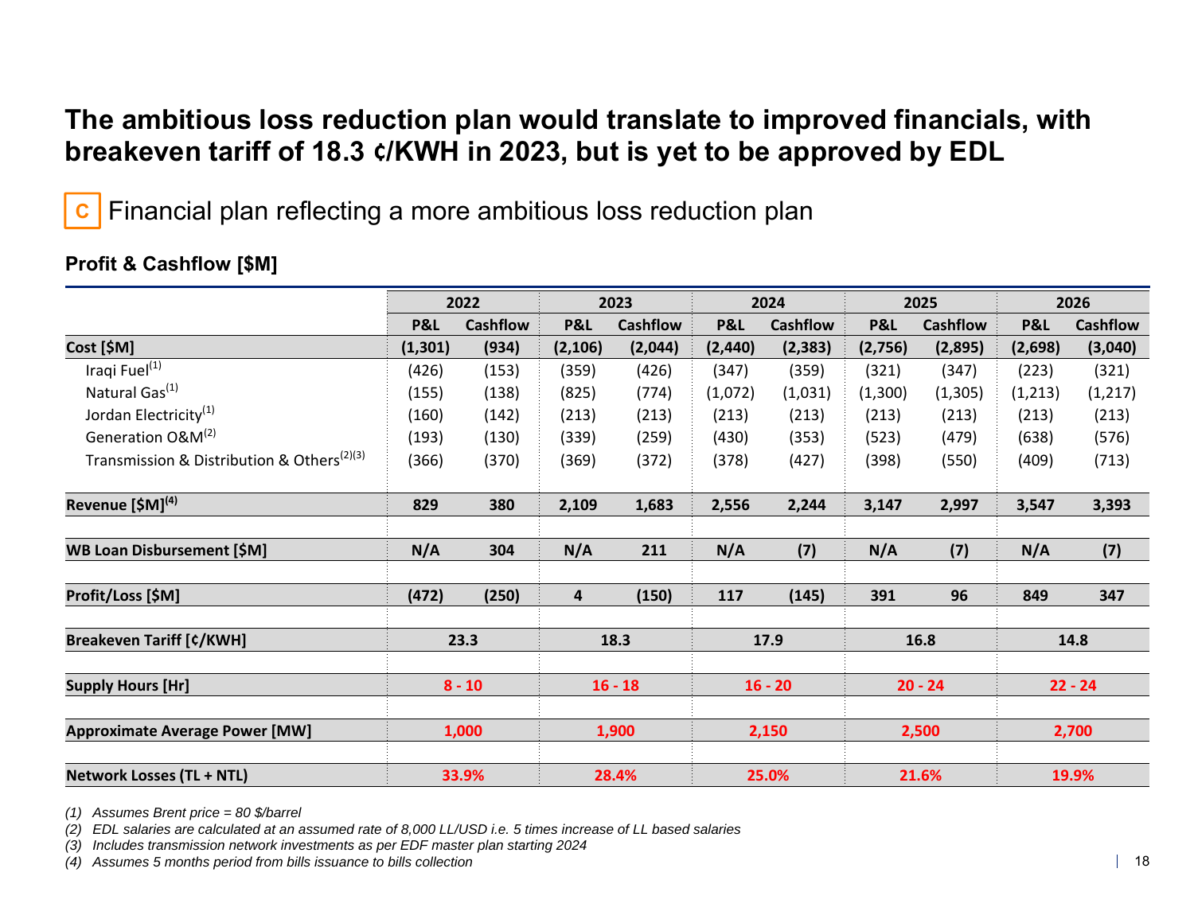# The ambitious loss reduction plan would translate to improved financials, with breakeven tariff of 18.3 ¢/KWH in 2023, but is yet to be approved by EDL

## C Financial plan reflecting a more ambitious loss reduction plan

### Profit & Cashflow [$M]

| | 2022 | | 2023 | | 2024 | | 2025 | | 2026 | |
|---|---|---|---|---|---|---|---|---|---|---|
| | P&L | Cashflow | P&L | Cashflow | P&L | Cashflow | P&L | Cashflow | P&L | Cashflow |
| **Cost [$M]** | **(1,301)** | **(934)** | **(2,106)** | **(2,044)** | **(2,440)** | **(2,383)** | **(2,756)** | **(2,895)** | **(2,698)** | **(3,040)** |
| Iraqi Fuel[1] | (426) | (153) | (359) | (426) | (347) | (359) | (321) | (347) | (223) | (321) |
| Natural Gas[1] | (155) | (138) | (825) | (774) | (1,072) | (1,031) | (1,300) | (1,305) | (1,213) | (1,217) |
| Jordan Electricity[1] | (160) | (142) | (213) | (213) | (213) | (213) | (213) | (213) | (213) | (213) |
| Generation O&M[2] | (193) | (130) | (339) | (259) | (430) | (353) | (523) | (479) | (638) | (576) |
| Transmission & Distribution & Others[2][3] | (366) | (370) | (369) | (372) | (378) | (427) | (398) | (550) | (409) | (713) |
| **Revenue [$M][4]** | **829** | **380** | **2,109** | **1,683** | **2,556** | **2,244** | **3,147** | **2,997** | **3,547** | **3,393** |
| **WB Loan Disbursement [$M]** | **N/A** | **304** | **N/A** | **211** | **N/A** | **(7)** | **N/A** | **(7)** | **N/A** | **(7)** |
| **Profit/Loss [$M]** | **(472)** | **(250)** | **4** | **(150)** | **117** | **(145)** | **391** | **96** | **849** | **347** |
| **Breakeven Tariff [¢/KWH]** | **23.3** | | **18.3** | | **17.9** | | **16.8** | | **14.8** | |
| **Supply Hours [Hr]** | **8 - 10** | | **16 - 18** | | **16 - 20** | | **20 - 24** | | **22 - 24** | |
| **Approximate Average Power [MW]** | **1,000** | | **1,900** | | **2,150** | | **2,500** | | **2,700** | |
| **Network Losses (TL + NTL)** | **33.9%** | | **28.4%** | | **25.0%** | | **21.6%** | | **19.9%** | |

*(1) Assumes Brent price = 80 $/barrel*
*(2) EDL salaries are calculated at an assumed rate of 8,000 LL/USD i.e. 5 times increase of LL based salaries*
*(3) Includes transmission network investments as per EDF master plan starting 2024*
*(4) Assumes 5 months period from bills issuance to bills collection*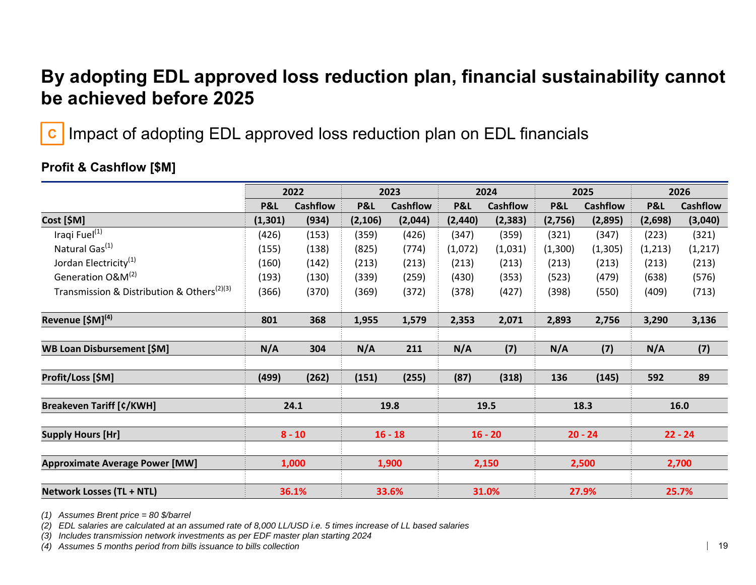# By adopting EDL approved loss reduction plan, financial sustainability cannot be achieved before 2025

## C Impact of adopting EDL approved loss reduction plan on EDL financials

### Profit & Cashflow [$M]

| | 2022 | | 2023 | | 2024 | | 2025 | | 2026 | |
|---|---|---|---|---|---|---|---|---|---|---|
| | P&L | Cashflow | P&L | Cashflow | P&L | Cashflow | P&L | Cashflow | P&L | Cashflow |
| **Cost [$M]** | **(1,301)** | **(934)** | **(2,106)** | **(2,044)** | **(2,440)** | **(2,383)** | **(2,756)** | **(2,895)** | **(2,698)** | **(3,040)** |
| Iraqi Fuel[1] | (426) | (153) | (359) | (426) | (347) | (359) | (321) | (347) | (223) | (321) |
| Natural Gas[1] | (155) | (138) | (825) | (774) | (1,072) | (1,031) | (1,300) | (1,305) | (1,213) | (1,217) |
| Jordan Electricity[1] | (160) | (142) | (213) | (213) | (213) | (213) | (213) | (213) | (213) | (213) |
| Generation O&M[2] | (193) | (130) | (339) | (259) | (430) | (353) | (523) | (479) | (638) | (576) |
| Transmission & Distribution & Others[2][3] | (366) | (370) | (369) | (372) | (378) | (427) | (398) | (550) | (409) | (713) |
| **Revenue [$M][4]** | **801** | **368** | **1,955** | **1,579** | **2,353** | **2,071** | **2,893** | **2,756** | **3,290** | **3,136** |
| **WB Loan Disbursement [$M]** | **N/A** | **304** | **N/A** | **211** | **N/A** | **(7)** | **N/A** | **(7)** | **N/A** | **(7)** |
| **Profit/Loss [$M]** | **(499)** | **(262)** | **(151)** | **(255)** | **(87)** | **(318)** | **136** | **(145)** | **592** | **89** |
| **Breakeven Tariff [¢/KWH]** | **24.1** | | **19.8** | | **19.5** | | **18.3** | | **16.0** | |
| **Supply Hours [Hr]** | **8 - 10** | | **16 - 18** | | **16 - 20** | | **20 - 24** | | **22 - 24** | |
| **Approximate Average Power [MW]** | **1,000** | | **1,900** | | **2,150** | | **2,500** | | **2,700** | |
| **Network Losses (TL + NTL)** | **36.1%** | | **33.6%** | | **31.0%** | | **27.9%** | | **25.7%** | |

*(1) Assumes Brent price = 80 $/barrel*

*(2) EDL salaries are calculated at an assumed rate of 8,000 LL/USD i.e. 5 times increase of LL based salaries*

*(3) Includes transmission network investments as per EDF master plan starting 2024*

*(4) Assumes 5 months period from bills issuance to bills collection*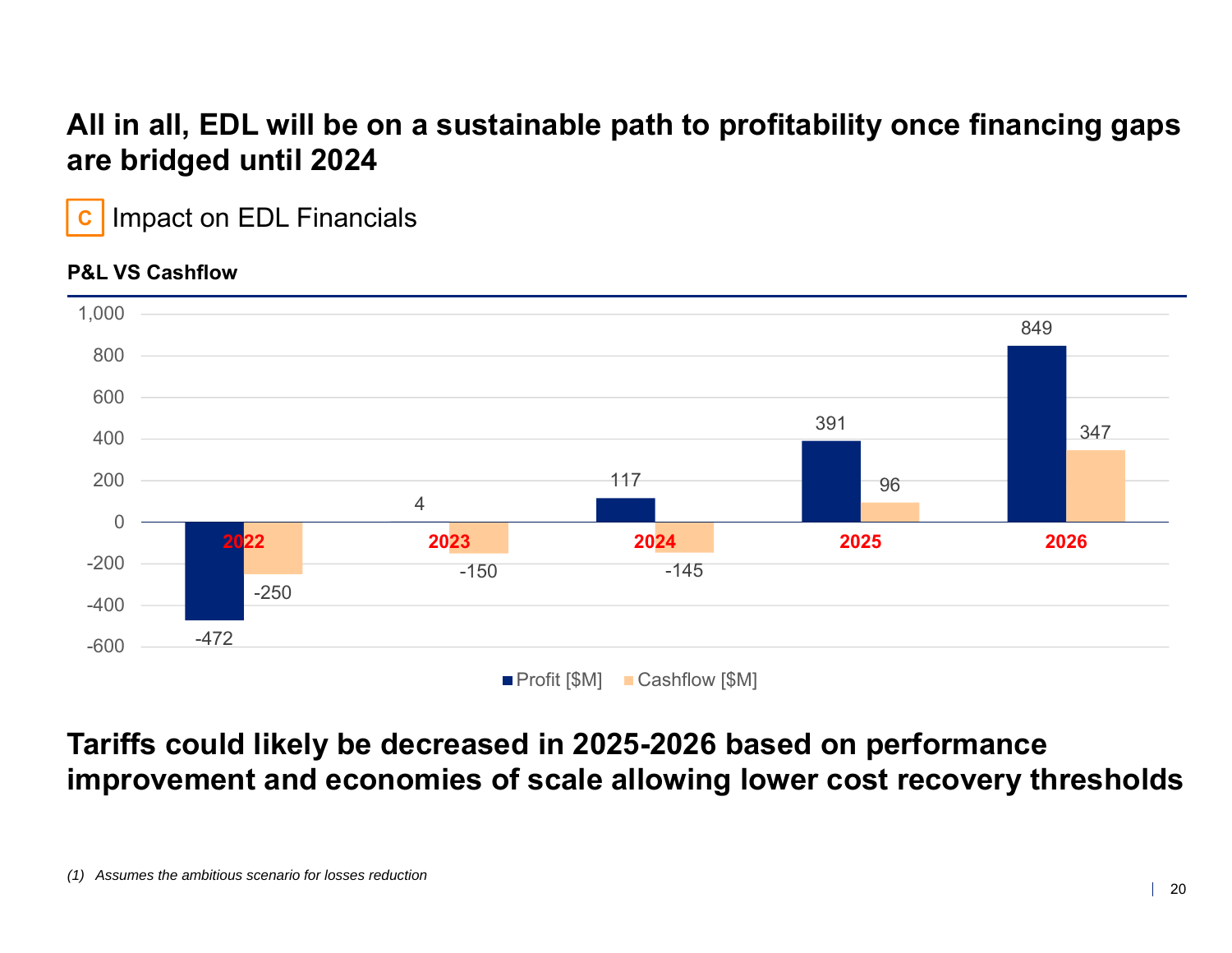# All in all, EDL will be on a sustainable path to profitability once financing gaps are bridged until 2024

## C Impact on EDL Financials

**P&L VS Cashflow**

| Year | Profit [$M] | Cashflow [$M] |
| --- | --- | --- |
| 2022 | -472 | -250 |
| 2023 | 4 | -150 |
| 2024 | 117 | -145 |
| 2025 | 391 | 96 |
| 2026 | 849 | 347 |

**Tariffs could likely be decreased in 2025-2026 based on performance improvement and economies of scale allowing lower cost recovery thresholds**

*(1) Assumes the ambitious scenario for losses reduction*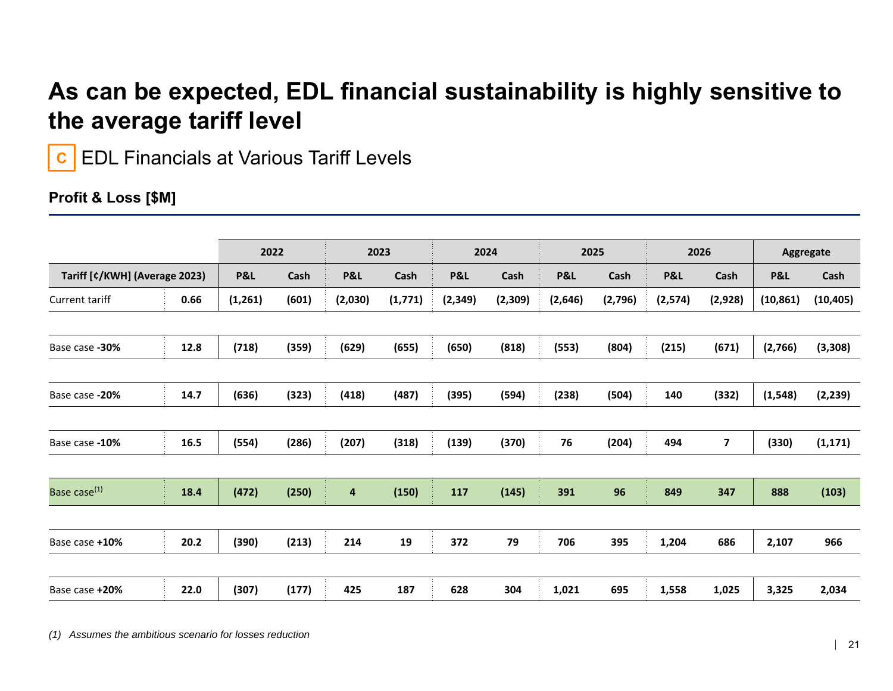# As can be expected, EDL financial sustainability is highly sensitive to the average tariff level

## C EDL Financials at Various Tariff Levels

### Profit & Loss [$M]

| | | 2022 | | 2023 | | 2024 | | 2025 | | 2026 | | Aggregate | |
|---|---|---|---|---|---|---|---|---|---|---|---|---|---|
| **Tariff [¢/KWH] (Average 2023)** | | **P&L** | **Cash** | **P&L** | **Cash** | **P&L** | **Cash** | **P&L** | **Cash** | **P&L** | **Cash** | **P&L** | **Cash** |
| Current tariff | **0.66** | **(1,261)** | **(601)** | **(2,030)** | **(1,771)** | **(2,349)** | **(2,309)** | **(2,646)** | **(2,796)** | **(2,574)** | **(2,928)** | **(10,861)** | **(10,405)** |
| Base case **-30%** | **12.8** | **(718)** | **(359)** | **(629)** | **(655)** | **(650)** | **(818)** | **(553)** | **(804)** | **(215)** | **(671)** | **(2,766)** | **(3,308)** |
| Base case **-20%** | **14.7** | **(636)** | **(323)** | **(418)** | **(487)** | **(395)** | **(594)** | **(238)** | **(504)** | **140** | **(332)** | **(1,548)** | **(2,239)** |
| Base case **-10%** | **16.5** | **(554)** | **(286)** | **(207)** | **(318)** | **(139)** | **(370)** | **76** | **(204)** | **494** | **7** | **(330)** | **(1,171)** |
| Base case[1] | **18.4** | **(472)** | **(250)** | **4** | **(150)** | **117** | **(145)** | **391** | **96** | **849** | **347** | **888** | **(103)** |
| Base case **+10%** | **20.2** | **(390)** | **(213)** | **214** | **19** | **372** | **79** | **706** | **395** | **1,204** | **686** | **2,107** | **966** |
| Base case **+20%** | **22.0** | **(307)** | **(177)** | **425** | **187** | **628** | **304** | **1,021** | **695** | **1,558** | **1,025** | **3,325** | **2,034** |

*(1) Assumes the ambitious scenario for losses reduction*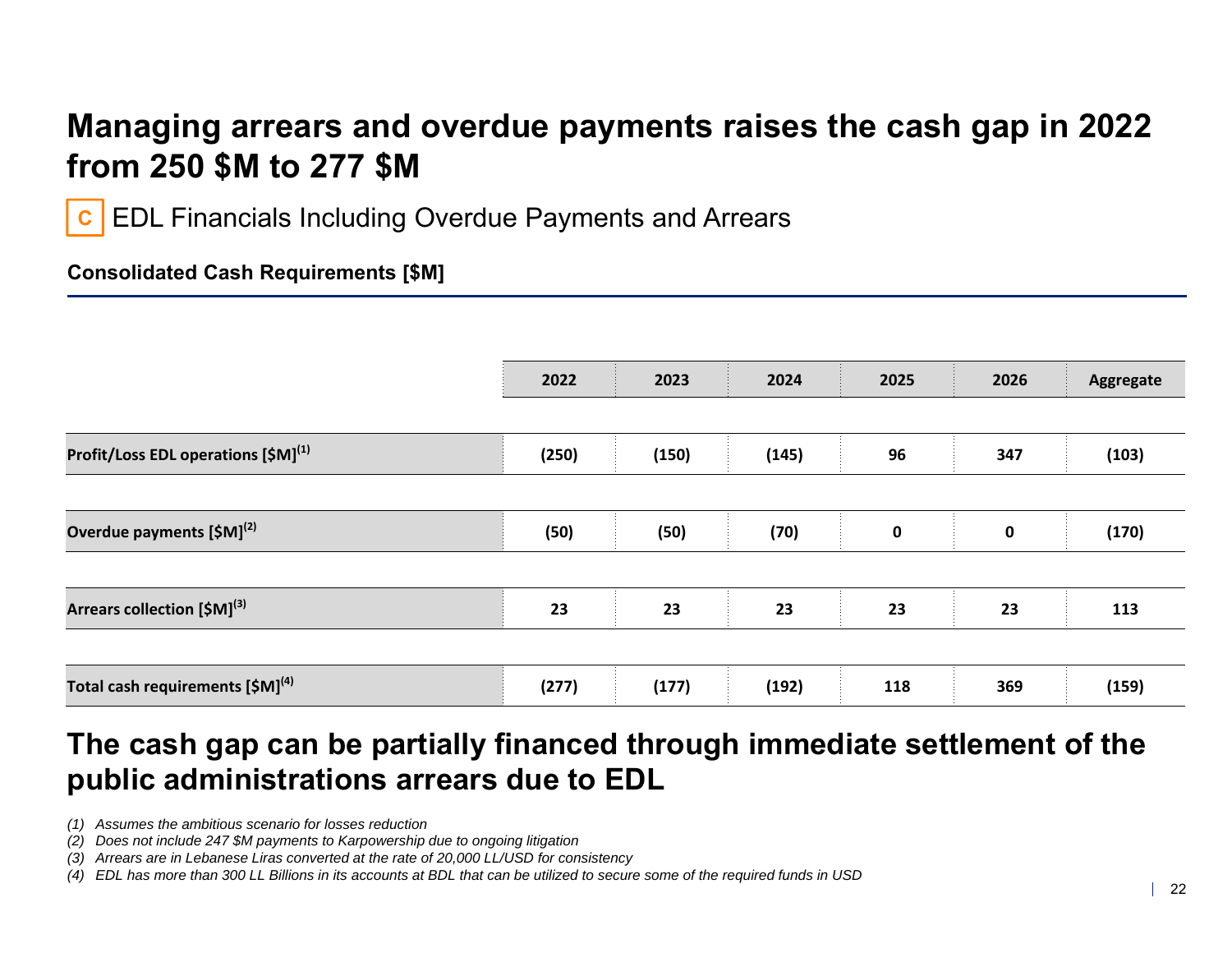# Managing arrears and overdue payments raises the cash gap in 2022 from 250 $M to 277 $M

**C** EDL Financials Including Overdue Payments and Arrears

**Consolidated Cash Requirements [$M]**

| | 2022 | 2023 | 2024 | 2025 | 2026 | Aggregate |
|---|---|---|---|---|---|---|
| **Profit/Loss EDL operations [$M][(1)]** | **(250)** | **(150)** | **(145)** | **96** | **347** | **(103)** |
| **Overdue payments [$M][(2)]** | **(50)** | **(50)** | **(70)** | **0** | **0** | **(170)** |
| **Arrears collection [$M][(3)]** | **23** | **23** | **23** | **23** | **23** | **113** |
| **Total cash requirements [$M][(4)]** | **(277)** | **(177)** | **(192)** | **118** | **369** | **(159)** |

## The cash gap can be partially financed through immediate settlement of the public administrations arrears due to EDL

*(1) Assumes the ambitious scenario for losses reduction*
*(2) Does not include 247 $M payments to Karpowership due to ongoing litigation*
*(3) Arrears are in Lebanese Liras converted at the rate of 20,000 LL/USD for consistency*
*(4) EDL has more than 300 LL Billions in its accounts at BDL that can be utilized to secure some of the required funds in USD*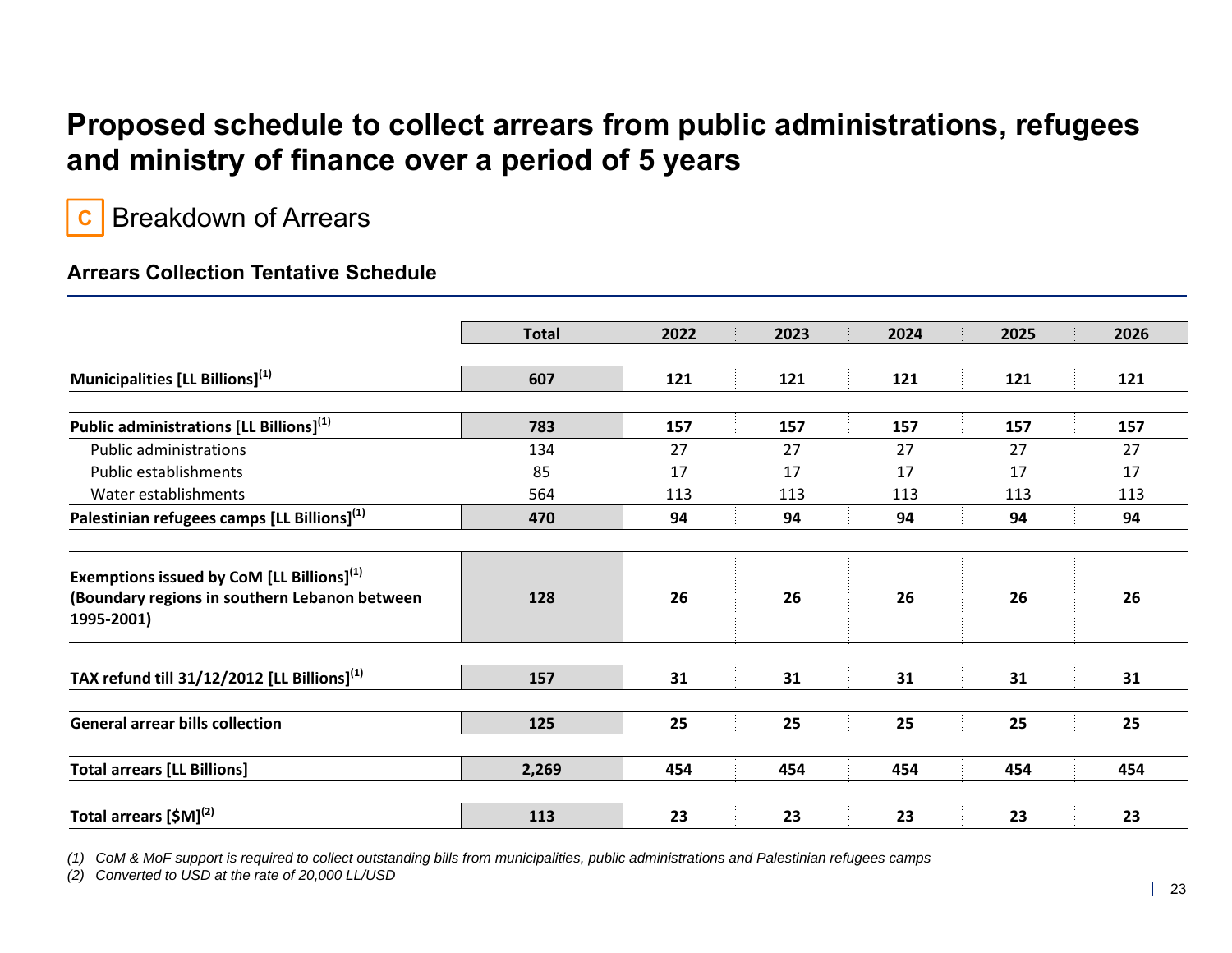# Proposed schedule to collect arrears from public administrations, refugees and ministry of finance over a period of 5 years

## C Breakdown of Arrears

### Arrears Collection Tentative Schedule

| | Total | 2022 | 2023 | 2024 | 2025 | 2026 |
|---|---|---|---|---|---|---|
| **Municipalities [LL Billions][(1)]** | **607** | **121** | **121** | **121** | **121** | **121** |
| **Public administrations [LL Billions][(1)]** | **783** | **157** | **157** | **157** | **157** | **157** |
| Public administrations | 134 | 27 | 27 | 27 | 27 | 27 |
| Public establishments | 85 | 17 | 17 | 17 | 17 | 17 |
| Water establishments | 564 | 113 | 113 | 113 | 113 | 113 |
| **Palestinian refugees camps [LL Billions][(1)]** | **470** | **94** | **94** | **94** | **94** | **94** |
| **Exemptions issued by CoM [LL Billions][(1)] (Boundary regions in southern Lebanon between 1995-2001)** | **128** | **26** | **26** | **26** | **26** | **26** |
| **TAX refund till 31/12/2012 [LL Billions][(1)]** | **157** | **31** | **31** | **31** | **31** | **31** |
| **General arrear bills collection** | **125** | **25** | **25** | **25** | **25** | **25** |
| **Total arrears [LL Billions]** | **2,269** | **454** | **454** | **454** | **454** | **454** |
| **Total arrears [$M][(2)]** | **113** | **23** | **23** | **23** | **23** | **23** |

*(1) CoM & MoF support is required to collect outstanding bills from municipalities, public administrations and Palestinian refugees camps*

*(2) Converted to USD at the rate of 20,000 LL/USD*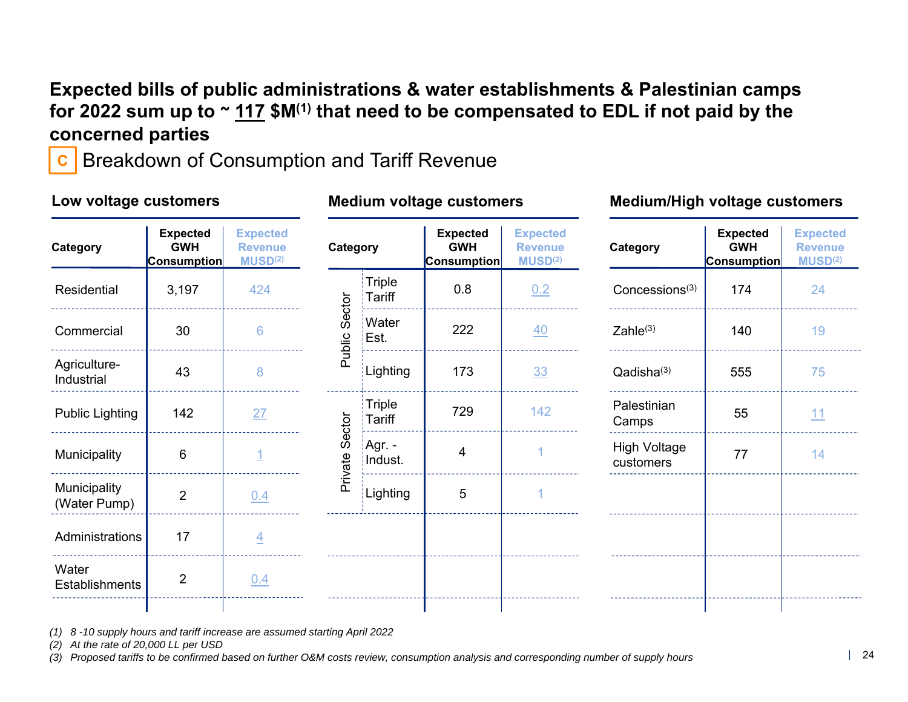# Expected bills of public administrations & water establishments & Palestinian camps for 2022 sum up to ~ 117 $M[1] that need to be compensated to EDL if not paid by the concerned parties

## C Breakdown of Consumption and Tariff Revenue

### Low voltage customers

| Category | Expected GWH Consumption | Expected Revenue MUSD[2] |
|---|---|---|
| Residential | 3,197 | 424 |
| Commercial | 30 | 6 |
| Agriculture-Industrial | 43 | 8 |
| Public Lighting | 142 | 27 |
| Municipality | 6 | 1 |
| Municipality (Water Pump) | 2 | 0.4 |
| Administrations | 17 | 4 |
| Water Establishments | 2 | 0.4 |

### Medium voltage customers

| Sector | Category | Expected GWH Consumption | Expected Revenue MUSD[2] |
|---|---|---|---|
| Public Sector | Triple Tariff | 0.8 | 0.2 |
| Public Sector | Water Est. | 222 | 40 |
| Public Sector | Lighting | 173 | 33 |
| Private Sector | Triple Tariff | 729 | 142 |
| Private Sector | Agr. - Indust. | 4 | 1 |
| Private Sector | Lighting | 5 | 1 |

### Medium/High voltage customers

| Category | Expected GWH Consumption | Expected Revenue MUSD[2] |
|---|---|---|
| Concessions[3] | 174 | 24 |
| Zahle[3] | 140 | 19 |
| Qadisha[3] | 555 | 75 |
| Palestinian Camps | 55 | 11 |
| High Voltage customers | 77 | 14 |

*(1) 8 -10 supply hours and tariff increase are assumed starting April 2022*

*(2) At the rate of 20,000 LL per USD*

*(3) Proposed tariffs to be confirmed based on further O&M costs review, consumption analysis and corresponding number of supply hours*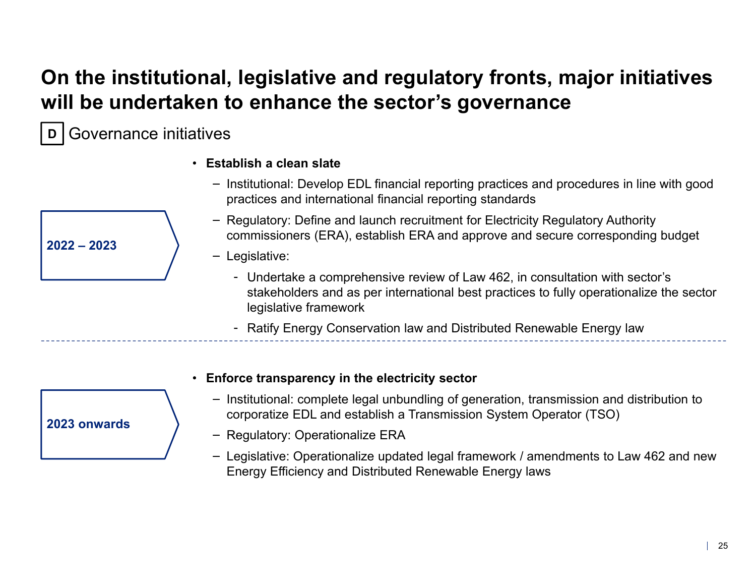# On the institutional, legislative and regulatory fronts, major initiatives will be undertaken to enhance the sector's governance

## D Governance initiatives

**2022 – 2023**

- **Establish a clean slate**
  - Institutional: Develop EDL financial reporting practices and procedures in line with good practices and international financial reporting standards
  - Regulatory: Define and launch recruitment for Electricity Regulatory Authority commissioners (ERA), establish ERA and approve and secure corresponding budget
  - Legislative:
    - Undertake a comprehensive review of Law 462, in consultation with sector's stakeholders and as per international best practices to fully operationalize the sector legislative framework
    - Ratify Energy Conservation law and Distributed Renewable Energy law

---

**2023 onwards**

- **Enforce transparency in the electricity sector**
  - Institutional: complete legal unbundling of generation, transmission and distribution to corporatize EDL and establish a Transmission System Operator (TSO)
  - Regulatory: Operationalize ERA
  - Legislative: Operationalize updated legal framework / amendments to Law 462 and new Energy Efficiency and Distributed Renewable Energy laws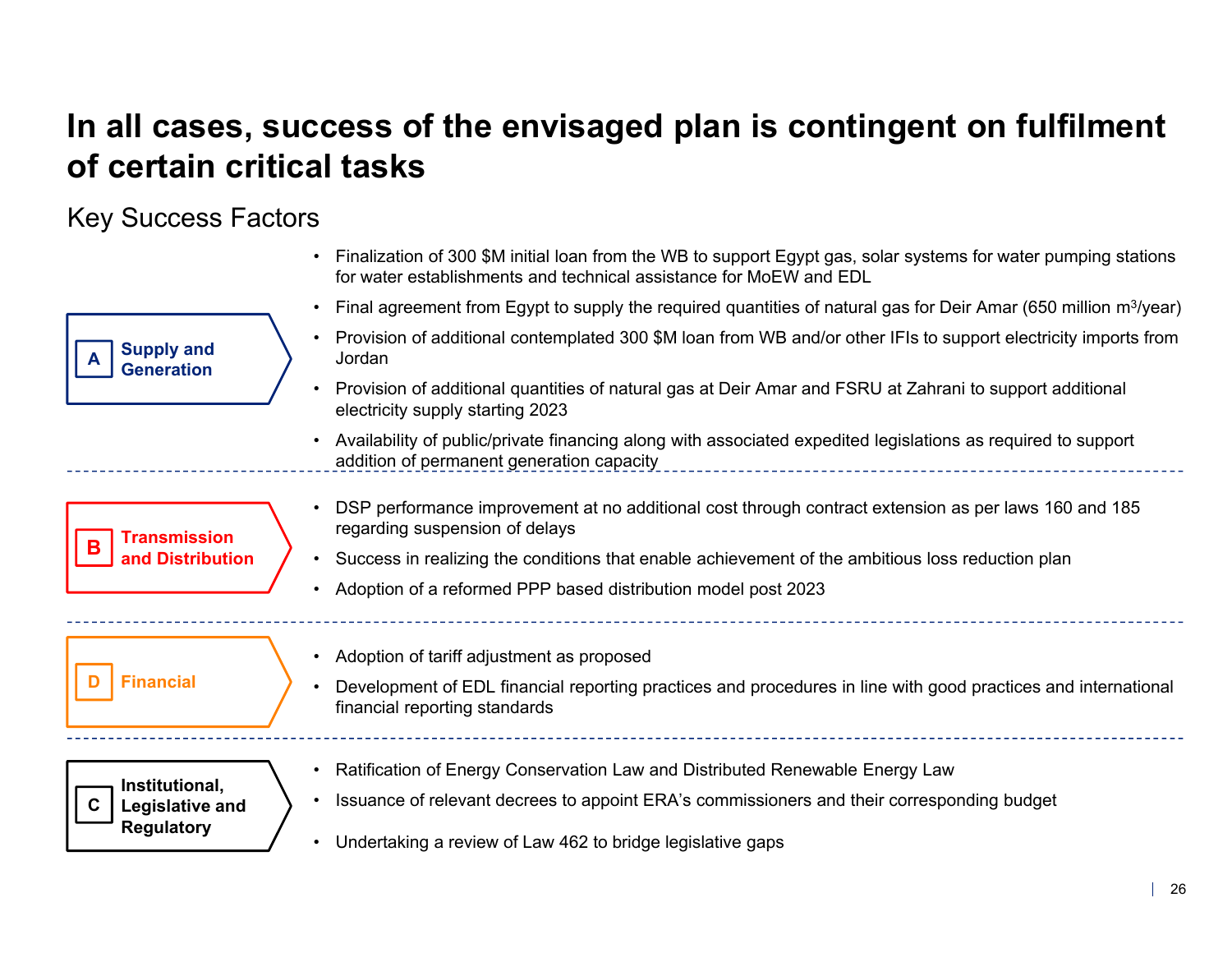# In all cases, success of the envisaged plan is contingent on fulfilment of certain critical tasks

## Key Success Factors

### A Supply and Generation

- Finalization of 300 $M initial loan from the WB to support Egypt gas, solar systems for water pumping stations for water establishments and technical assistance for MoEW and EDL
- Final agreement from Egypt to supply the required quantities of natural gas for Deir Amar (650 million $m^3$/year)
- Provision of additional contemplated 300 $M loan from WB and/or other IFIs to support electricity imports from Jordan
- Provision of additional quantities of natural gas at Deir Amar and FSRU at Zahrani to support additional electricity supply starting 2023
- Availability of public/private financing along with associated expedited legislations as required to support addition of permanent generation capacity

### B Transmission and Distribution

- DSP performance improvement at no additional cost through contract extension as per laws 160 and 185 regarding suspension of delays
- Success in realizing the conditions that enable achievement of the ambitious loss reduction plan
- Adoption of a reformed PPP based distribution model post 2023

### D Financial

- Adoption of tariff adjustment as proposed
- Development of EDL financial reporting practices and procedures in line with good practices and international financial reporting standards

### C Institutional, Legislative and Regulatory

- Ratification of Energy Conservation Law and Distributed Renewable Energy Law
- Issuance of relevant decrees to appoint ERA's commissioners and their corresponding budget
- Undertaking a review of Law 462 to bridge legislative gaps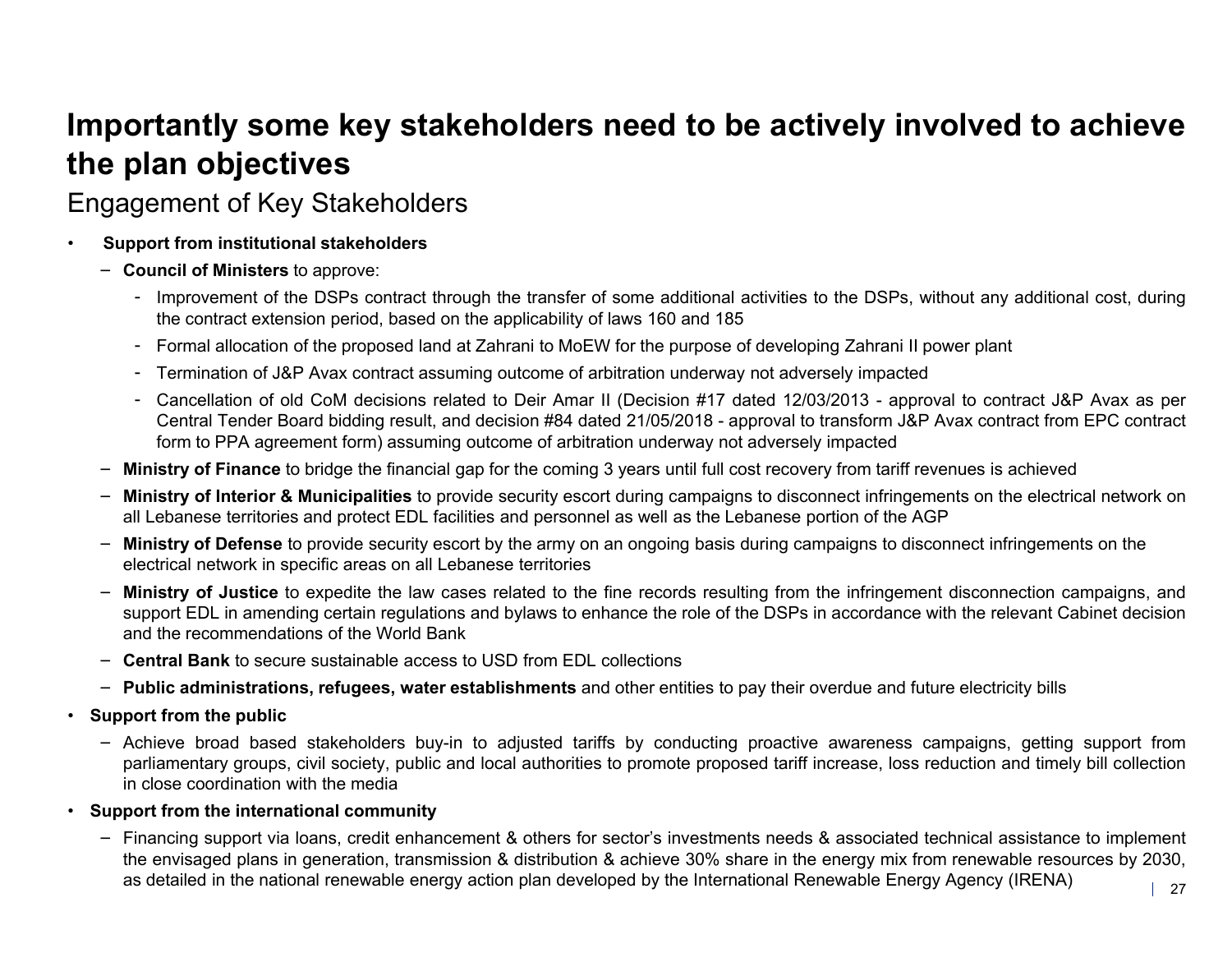# Importantly some key stakeholders need to be actively involved to achieve the plan objectives

## Engagement of Key Stakeholders

- **Support from institutional stakeholders**
  - **Council of Ministers** to approve:
    - Improvement of the DSPs contract through the transfer of some additional activities to the DSPs, without any additional cost, during the contract extension period, based on the applicability of laws 160 and 185
    - Formal allocation of the proposed land at Zahrani to MoEW for the purpose of developing Zahrani II power plant
    - Termination of J&P Avax contract assuming outcome of arbitration underway not adversely impacted
    - Cancellation of old CoM decisions related to Deir Amar II (Decision #17 dated 12/03/2013 - approval to contract J&P Avax as per Central Tender Board bidding result, and decision #84 dated 21/05/2018 - approval to transform J&P Avax contract from EPC contract form to PPA agreement form) assuming outcome of arbitration underway not adversely impacted
  - **Ministry of Finance** to bridge the financial gap for the coming 3 years until full cost recovery from tariff revenues is achieved
  - **Ministry of Interior & Municipalities** to provide security escort during campaigns to disconnect infringements on the electrical network on all Lebanese territories and protect EDL facilities and personnel as well as the Lebanese portion of the AGP
  - **Ministry of Defense** to provide security escort by the army on an ongoing basis during campaigns to disconnect infringements on the electrical network in specific areas on all Lebanese territories
  - **Ministry of Justice** to expedite the law cases related to the fine records resulting from the infringement disconnection campaigns, and support EDL in amending certain regulations and bylaws to enhance the role of the DSPs in accordance with the relevant Cabinet decision and the recommendations of the World Bank
  - **Central Bank** to secure sustainable access to USD from EDL collections
  - **Public administrations, refugees, water establishments** and other entities to pay their overdue and future electricity bills
- **Support from the public**
  - Achieve broad based stakeholders buy-in to adjusted tariffs by conducting proactive awareness campaigns, getting support from parliamentary groups, civil society, public and local authorities to promote proposed tariff increase, loss reduction and timely bill collection in close coordination with the media
- **Support from the international community**
  - Financing support via loans, credit enhancement & others for sector's investments needs & associated technical assistance to implement the envisaged plans in generation, transmission & distribution & achieve 30% share in the energy mix from renewable resources by 2030, as detailed in the national renewable energy action plan developed by the International Renewable Energy Agency (IRENA)